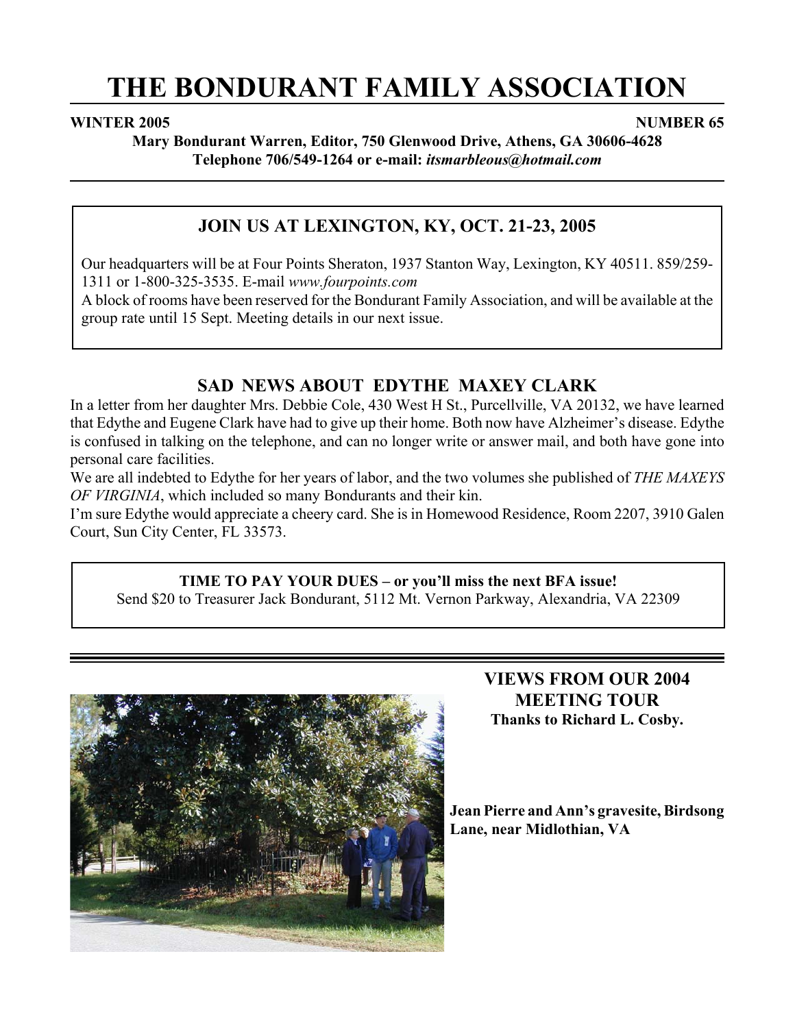# THE BONDURANT FAMILY ASSOCIATION

**WINTER 2005** **NUMBER 65**

**Mary Bondurant Warren, Editor, 750 Glenwood Drive, Athens, GA 30606-4628**
**Telephone 706/549-1264 or e-mail:** ***itsmarbleous@hotmail.com***

## JOIN US AT LEXINGTON, KY, OCT. 21-23, 2005

Our headquarters will be at Four Points Sheraton, 1937 Stanton Way, Lexington, KY 40511. 859/259-1311 or 1-800-325-3535. E-mail *www.fourpoints.com*
A block of rooms have been reserved for the Bondurant Family Association, and will be available at the group rate until 15 Sept. Meeting details in our next issue.

## SAD NEWS ABOUT EDYTHE MAXEY CLARK

In a letter from her daughter Mrs. Debbie Cole, 430 West H St., Purcellville, VA 20132, we have learned that Edythe and Eugene Clark have had to give up their home. Both now have Alzheimer's disease. Edythe is confused in talking on the telephone, and can no longer write or answer mail, and both have gone into personal care facilities.

We are all indebted to Edythe for her years of labor, and the two volumes she published of *THE MAXEYS OF VIRGINIA*, which included so many Bondurants and their kin.

I'm sure Edythe would appreciate a cheery card. She is in Homewood Residence, Room 2207, 3910 Galen Court, Sun City Center, FL 33573.

**TIME TO PAY YOUR DUES – or you'll miss the next BFA issue!**
Send $20 to Treasurer Jack Bondurant, 5112 Mt. Vernon Parkway, Alexandria, VA 22309

## VIEWS FROM OUR 2004 MEETING TOUR

**Thanks to Richard L. Cosby.**

**Jean Pierre and Ann's gravesite, Birdsong Lane, near Midlothian, VA**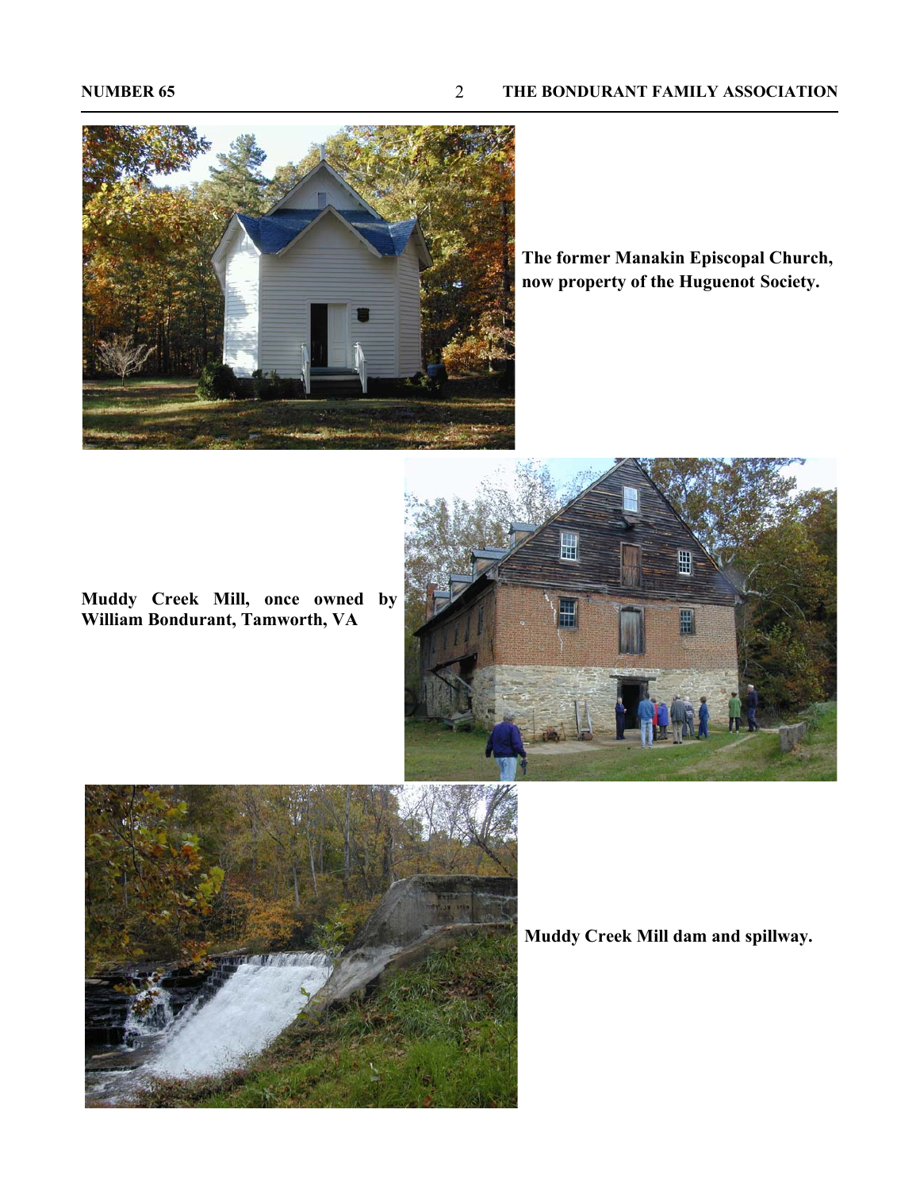The former Manakin Episcopal Church, now property of the Huguenot Society.

Muddy Creek Mill, once owned by William Bondurant, Tamworth, VA

Muddy Creek Mill dam and spillway.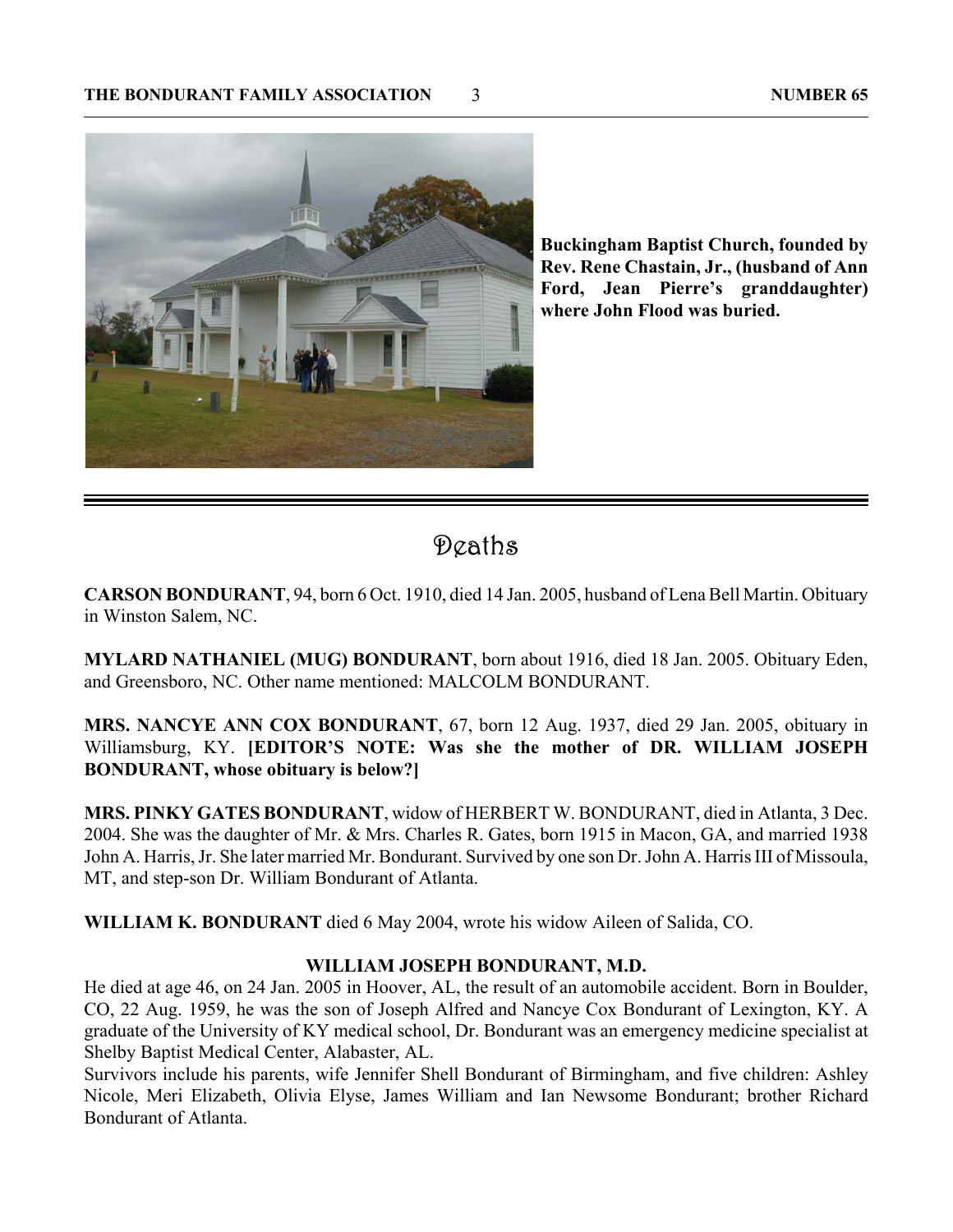**Buckingham Baptist Church, founded by Rev. Rene Chastain, Jr., (husband of Ann Ford, Jean Pierre's granddaughter) where John Flood was buried.**

# Deaths

**CARSON BONDURANT**, 94, born 6 Oct. 1910, died 14 Jan. 2005, husband of Lena Bell Martin. Obituary in Winston Salem, NC.

**MYLARD NATHANIEL (MUG) BONDURANT**, born about 1916, died 18 Jan. 2005. Obituary Eden, and Greensboro, NC. Other name mentioned: MALCOLM BONDURANT.

**MRS. NANCYE ANN COX BONDURANT**, 67, born 12 Aug. 1937, died 29 Jan. 2005, obituary in Williamsburg, KY. **[EDITOR'S NOTE: Was she the mother of DR. WILLIAM JOSEPH BONDURANT, whose obituary is below?]**

**MRS. PINKY GATES BONDURANT**, widow of HERBERT W. BONDURANT, died in Atlanta, 3 Dec. 2004. She was the daughter of Mr. & Mrs. Charles R. Gates, born 1915 in Macon, GA, and married 1938 John A. Harris, Jr. She later married Mr. Bondurant. Survived by one son Dr. John A. Harris III of Missoula, MT, and step-son Dr. William Bondurant of Atlanta.

**WILLIAM K. BONDURANT** died 6 May 2004, wrote his widow Aileen of Salida, CO.

**WILLIAM JOSEPH BONDURANT, M.D.**

He died at age 46, on 24 Jan. 2005 in Hoover, AL, the result of an automobile accident. Born in Boulder, CO, 22 Aug. 1959, he was the son of Joseph Alfred and Nancye Cox Bondurant of Lexington, KY. A graduate of the University of KY medical school, Dr. Bondurant was an emergency medicine specialist at Shelby Baptist Medical Center, Alabaster, AL.

Survivors include his parents, wife Jennifer Shell Bondurant of Birmingham, and five children: Ashley Nicole, Meri Elizabeth, Olivia Elyse, James William and Ian Newsome Bondurant; brother Richard Bondurant of Atlanta.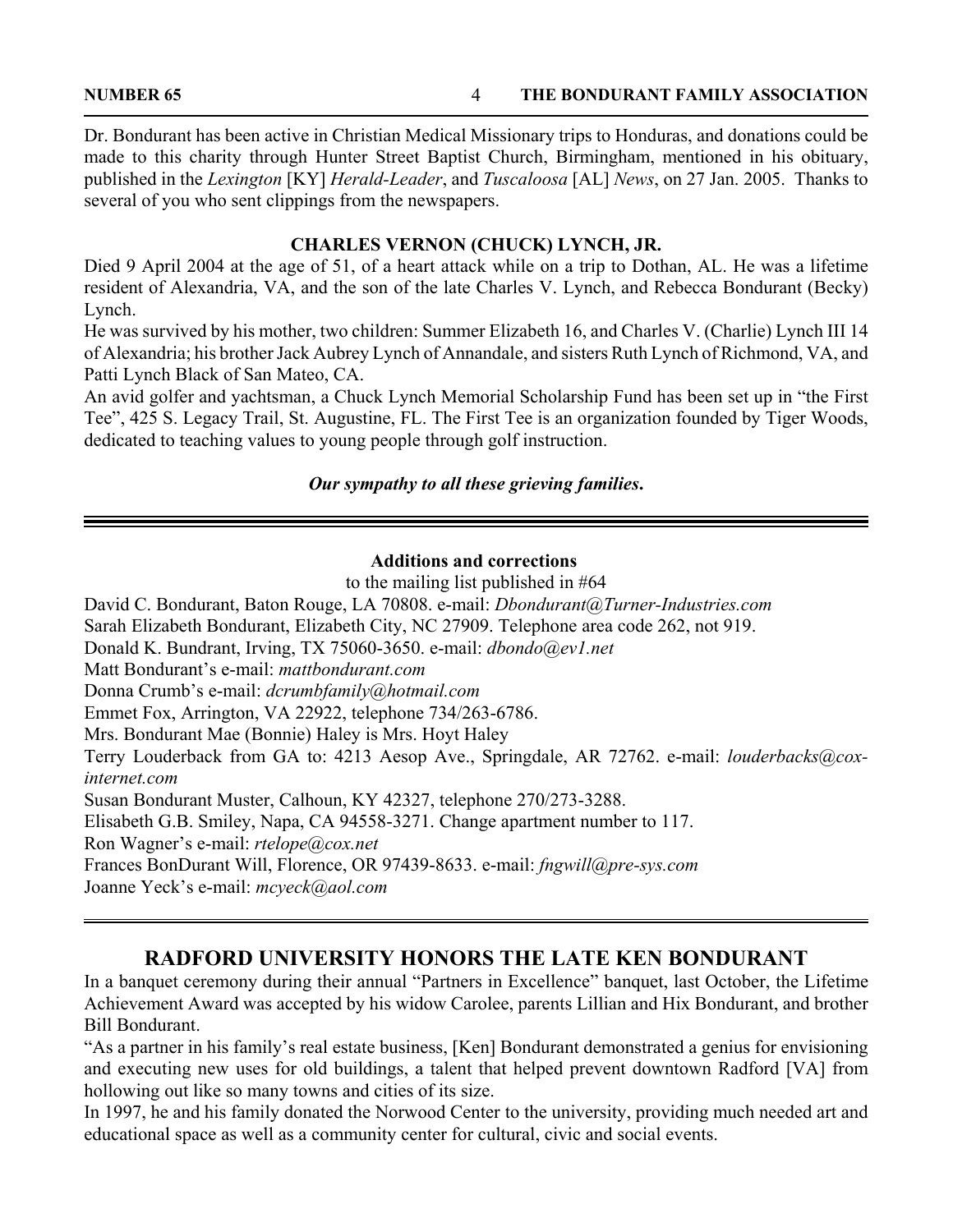Dr. Bondurant has been active in Christian Medical Missionary trips to Honduras, and donations could be made to this charity through Hunter Street Baptist Church, Birmingham, mentioned in his obituary, published in the *Lexington* [KY] *Herald-Leader*, and *Tuscaloosa* [AL] *News*, on 27 Jan. 2005. Thanks to several of you who sent clippings from the newspapers.

### CHARLES VERNON (CHUCK) LYNCH, JR.

Died 9 April 2004 at the age of 51, of a heart attack while on a trip to Dothan, AL. He was a lifetime resident of Alexandria, VA, and the son of the late Charles V. Lynch, and Rebecca Bondurant (Becky) Lynch.

He was survived by his mother, two children: Summer Elizabeth 16, and Charles V. (Charlie) Lynch III 14 of Alexandria; his brother Jack Aubrey Lynch of Annandale, and sisters Ruth Lynch of Richmond, VA, and Patti Lynch Black of San Mateo, CA.

An avid golfer and yachtsman, a Chuck Lynch Memorial Scholarship Fund has been set up in "the First Tee", 425 S. Legacy Trail, St. Augustine, FL. The First Tee is an organization founded by Tiger Woods, dedicated to teaching values to young people through golf instruction.

***Our sympathy to all these grieving families.***

---

### Additions and corrections

to the mailing list published in #64

David C. Bondurant, Baton Rouge, LA 70808. e-mail: *Dbondurant@Turner-Industries.com*
Sarah Elizabeth Bondurant, Elizabeth City, NC 27909. Telephone area code 262, not 919.
Donald K. Bundrant, Irving, TX 75060-3650. e-mail: *dbondo@ev1.net*
Matt Bondurant's e-mail: *mattbondurant.com*
Donna Crumb's e-mail: *dcrumbfamily@hotmail.com*
Emmet Fox, Arrington, VA 22922, telephone 734/263-6786.
Mrs. Bondurant Mae (Bonnie) Haley is Mrs. Hoyt Haley
Terry Louderback from GA to: 4213 Aesop Ave., Springdale, AR 72762. e-mail: *louderbacks@cox-internet.com*
Susan Bondurant Muster, Calhoun, KY 42327, telephone 270/273-3288.
Elisabeth G.B. Smiley, Napa, CA 94558-3271. Change apartment number to 117.
Ron Wagner's e-mail: *rtelope@cox.net*
Frances BonDurant Will, Florence, OR 97439-8633. e-mail: *fngwill@pre-sys.com*
Joanne Yeck's e-mail: *mcyeck@aol.com*

---

## RADFORD UNIVERSITY HONORS THE LATE KEN BONDURANT

In a banquet ceremony during their annual "Partners in Excellence" banquet, last October, the Lifetime Achievement Award was accepted by his widow Carolee, parents Lillian and Hix Bondurant, and brother Bill Bondurant.

"As a partner in his family's real estate business, [Ken] Bondurant demonstrated a genius for envisioning and executing new uses for old buildings, a talent that helped prevent downtown Radford [VA] from hollowing out like so many towns and cities of its size.

In 1997, he and his family donated the Norwood Center to the university, providing much needed art and educational space as well as a community center for cultural, civic and social events.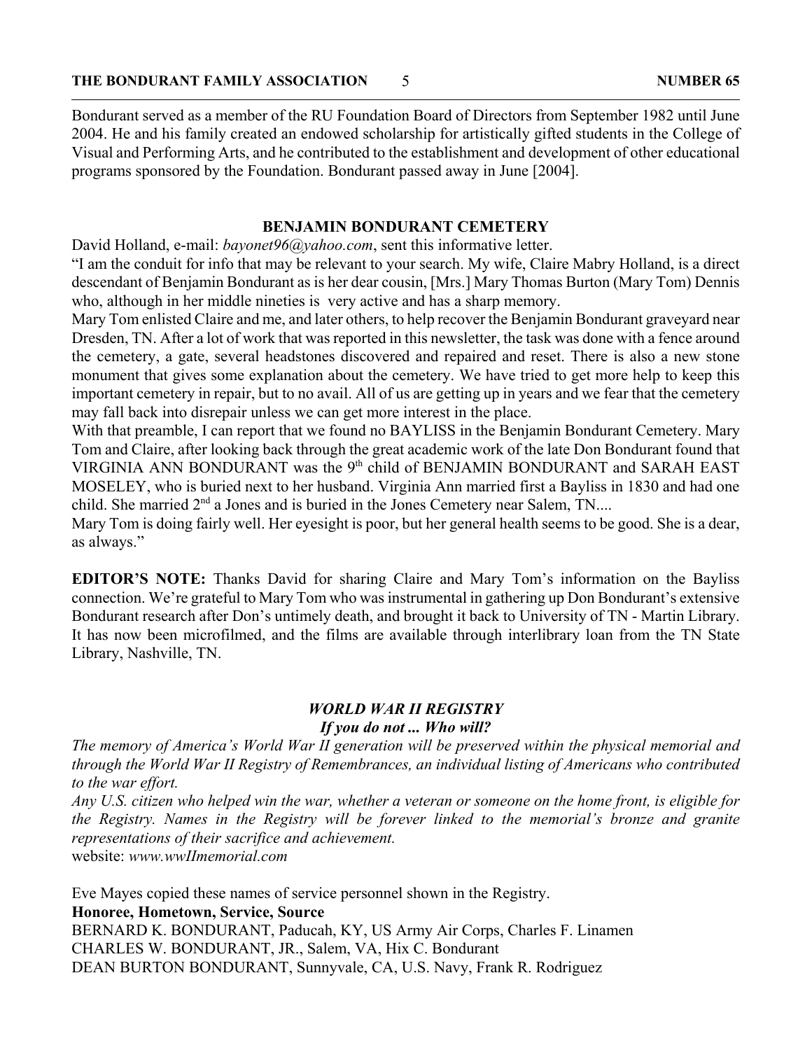Bondurant served as a member of the RU Foundation Board of Directors from September 1982 until June 2004. He and his family created an endowed scholarship for artistically gifted students in the College of Visual and Performing Arts, and he contributed to the establishment and development of other educational programs sponsored by the Foundation. Bondurant passed away in June [2004].

## BENJAMIN BONDURANT CEMETERY

David Holland, e-mail: *bayonet96@yahoo.com*, sent this informative letter.

"I am the conduit for info that may be relevant to your search. My wife, Claire Mabry Holland, is a direct descendant of Benjamin Bondurant as is her dear cousin, [Mrs.] Mary Thomas Burton (Mary Tom) Dennis who, although in her middle nineties is very active and has a sharp memory.

Mary Tom enlisted Claire and me, and later others, to help recover the Benjamin Bondurant graveyard near Dresden, TN. After a lot of work that was reported in this newsletter, the task was done with a fence around the cemetery, a gate, several headstones discovered and repaired and reset. There is also a new stone monument that gives some explanation about the cemetery. We have tried to get more help to keep this important cemetery in repair, but to no avail. All of us are getting up in years and we fear that the cemetery may fall back into disrepair unless we can get more interest in the place.

With that preamble, I can report that we found no BAYLISS in the Benjamin Bondurant Cemetery. Mary Tom and Claire, after looking back through the great academic work of the late Don Bondurant found that VIRGINIA ANN BONDURANT was the 9th child of BENJAMIN BONDURANT and SARAH EAST MOSELEY, who is buried next to her husband. Virginia Ann married first a Bayliss in 1830 and had one child. She married 2nd a Jones and is buried in the Jones Cemetery near Salem, TN....

Mary Tom is doing fairly well. Her eyesight is poor, but her general health seems to be good. She is a dear, as always."

**EDITOR'S NOTE:** Thanks David for sharing Claire and Mary Tom's information on the Bayliss connection. We're grateful to Mary Tom who was instrumental in gathering up Don Bondurant's extensive Bondurant research after Don's untimely death, and brought it back to University of TN - Martin Library. It has now been microfilmed, and the films are available through interlibrary loan from the TN State Library, Nashville, TN.

## *WORLD WAR II REGISTRY*

### *If you do not ... Who will?*

*The memory of America's World War II generation will be preserved within the physical memorial and through the World War II Registry of Remembrances, an individual listing of Americans who contributed to the war effort.*

*Any U.S. citizen who helped win the war, whether a veteran or someone on the home front, is eligible for the Registry. Names in the Registry will be forever linked to the memorial's bronze and granite representations of their sacrifice and achievement.*

website: *www.wwIImemorial.com*

Eve Mayes copied these names of service personnel shown in the Registry.

**Honoree, Hometown, Service, Source**

BERNARD K. BONDURANT, Paducah, KY, US Army Air Corps, Charles F. Linamen

CHARLES W. BONDURANT, JR., Salem, VA, Hix C. Bondurant

DEAN BURTON BONDURANT, Sunnyvale, CA, U.S. Navy, Frank R. Rodriguez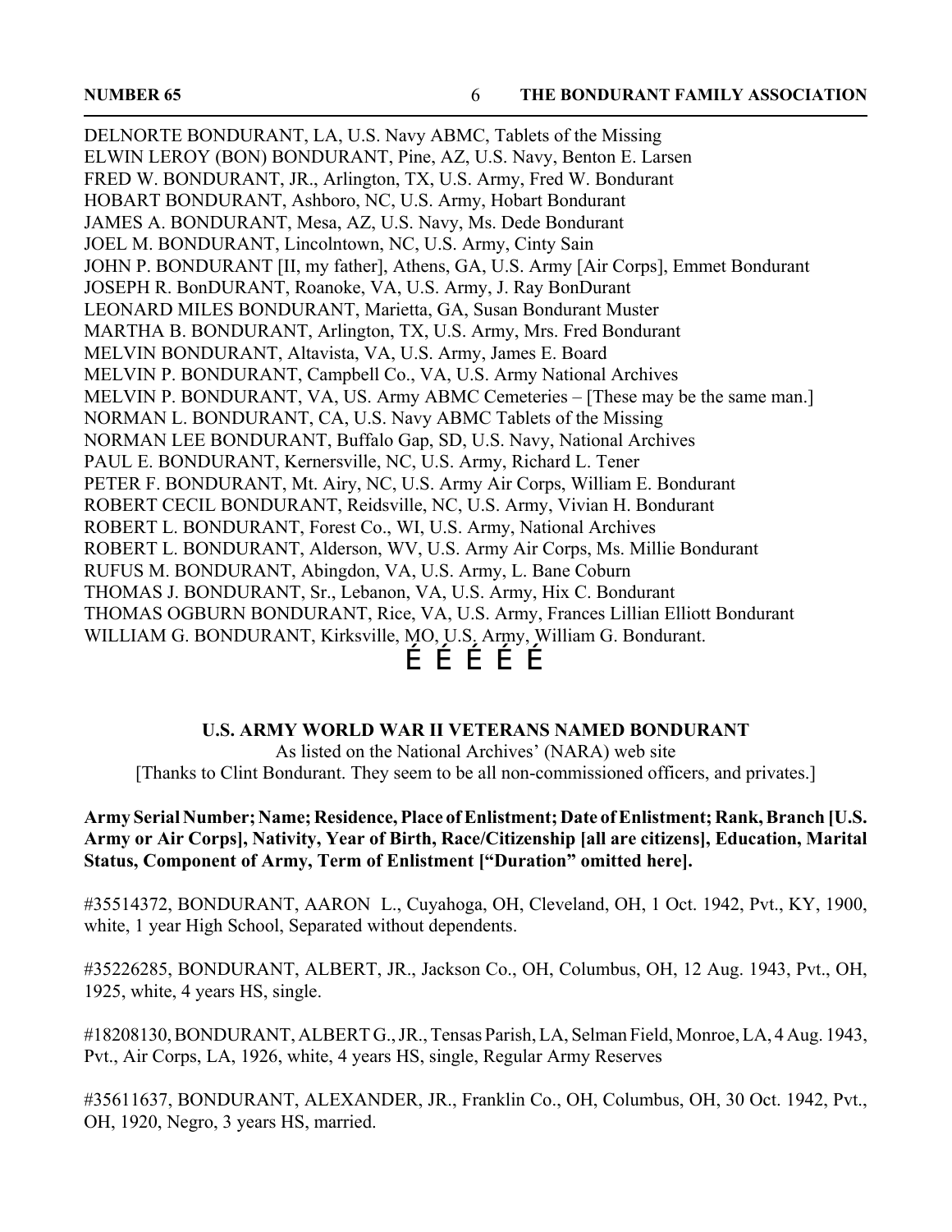DELNORTE BONDURANT, LA, U.S. Navy ABMC, Tablets of the Missing
ELWIN LEROY (BON) BONDURANT, Pine, AZ, U.S. Navy, Benton E. Larsen
FRED W. BONDURANT, JR., Arlington, TX, U.S. Army, Fred W. Bondurant
HOBART BONDURANT, Ashboro, NC, U.S. Army, Hobart Bondurant
JAMES A. BONDURANT, Mesa, AZ, U.S. Navy, Ms. Dede Bondurant
JOEL M. BONDURANT, Lincolntown, NC, U.S. Army, Cinty Sain
JOHN P. BONDURANT [II, my father], Athens, GA, U.S. Army [Air Corps], Emmet Bondurant
JOSEPH R. BonDURANT, Roanoke, VA, U.S. Army, J. Ray BonDurant
LEONARD MILES BONDURANT, Marietta, GA, Susan Bondurant Muster
MARTHA B. BONDURANT, Arlington, TX, U.S. Army, Mrs. Fred Bondurant
MELVIN BONDURANT, Altavista, VA, U.S. Army, James E. Board
MELVIN P. BONDURANT, Campbell Co., VA, U.S. Army National Archives
MELVIN P. BONDURANT, VA, US. Army ABMC Cemeteries – [These may be the same man.]
NORMAN L. BONDURANT, CA, U.S. Navy ABMC Tablets of the Missing
NORMAN LEE BONDURANT, Buffalo Gap, SD, U.S. Navy, National Archives
PAUL E. BONDURANT, Kernersville, NC, U.S. Army, Richard L. Tener
PETER F. BONDURANT, Mt. Airy, NC, U.S. Army Air Corps, William E. Bondurant
ROBERT CECIL BONDURANT, Reidsville, NC, U.S. Army, Vivian H. Bondurant
ROBERT L. BONDURANT, Forest Co., WI, U.S. Army, National Archives
ROBERT L. BONDURANT, Alderson, WV, U.S. Army Air Corps, Ms. Millie Bondurant
RUFUS M. BONDURANT, Abingdon, VA, U.S. Army, L. Bane Coburn
THOMAS J. BONDURANT, Sr., Lebanon, VA, U.S. Army, Hix C. Bondurant
THOMAS OGBURN BONDURANT, Rice, VA, U.S. Army, Frances Lillian Elliott Bondurant
WILLIAM G. BONDURANT, Kirksville, MO, U.S. Army, William G. Bondurant.

É É É É É

## U.S. ARMY WORLD WAR II VETERANS NAMED BONDURANT

As listed on the National Archives' (NARA) web site
[Thanks to Clint Bondurant. They seem to be all non-commissioned officers, and privates.]

**Army Serial Number; Name; Residence, Place of Enlistment; Date of Enlistment; Rank, Branch [U.S. Army or Air Corps], Nativity, Year of Birth, Race/Citizenship [all are citizens], Education, Marital Status, Component of Army, Term of Enlistment ["Duration" omitted here].**

#35514372, BONDURANT, AARON L., Cuyahoga, OH, Cleveland, OH, 1 Oct. 1942, Pvt., KY, 1900, white, 1 year High School, Separated without dependents.

#35226285, BONDURANT, ALBERT, JR., Jackson Co., OH, Columbus, OH, 12 Aug. 1943, Pvt., OH, 1925, white, 4 years HS, single.

#18208130, BONDURANT, ALBERT G., JR., Tensas Parish, LA, Selman Field, Monroe, LA, 4 Aug. 1943, Pvt., Air Corps, LA, 1926, white, 4 years HS, single, Regular Army Reserves

#35611637, BONDURANT, ALEXANDER, JR., Franklin Co., OH, Columbus, OH, 30 Oct. 1942, Pvt., OH, 1920, Negro, 3 years HS, married.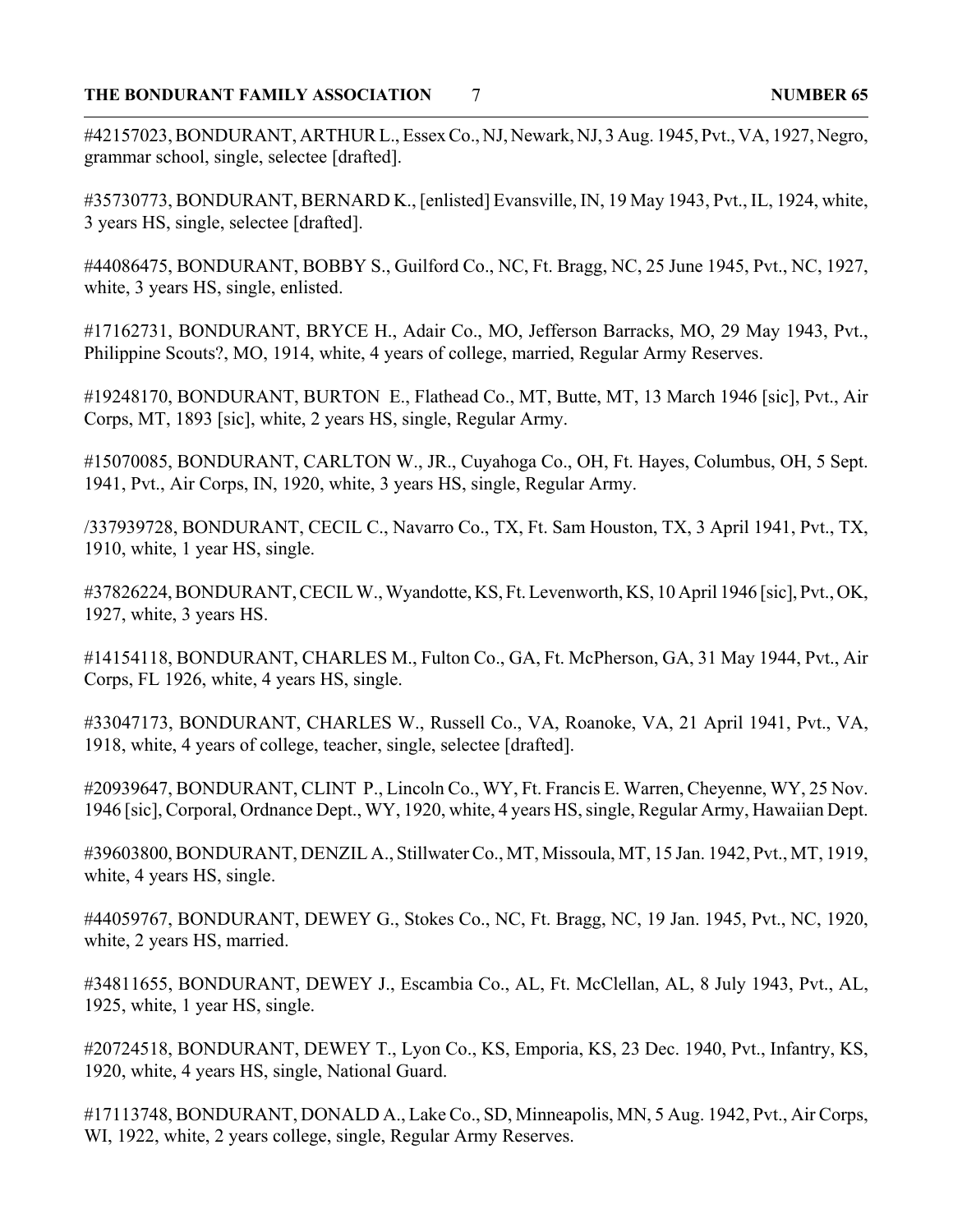#42157023, BONDURANT, ARTHUR L., Essex Co., NJ, Newark, NJ, 3 Aug. 1945, Pvt., VA, 1927, Negro, grammar school, single, selectee [drafted].

#35730773, BONDURANT, BERNARD K., [enlisted] Evansville, IN, 19 May 1943, Pvt., IL, 1924, white, 3 years HS, single, selectee [drafted].

#44086475, BONDURANT, BOBBY S., Guilford Co., NC, Ft. Bragg, NC, 25 June 1945, Pvt., NC, 1927, white, 3 years HS, single, enlisted.

#17162731, BONDURANT, BRYCE H., Adair Co., MO, Jefferson Barracks, MO, 29 May 1943, Pvt., Philippine Scouts?, MO, 1914, white, 4 years of college, married, Regular Army Reserves.

#19248170, BONDURANT, BURTON E., Flathead Co., MT, Butte, MT, 13 March 1946 [sic], Pvt., Air Corps, MT, 1893 [sic], white, 2 years HS, single, Regular Army.

#15070085, BONDURANT, CARLTON W., JR., Cuyahoga Co., OH, Ft. Hayes, Columbus, OH, 5 Sept. 1941, Pvt., Air Corps, IN, 1920, white, 3 years HS, single, Regular Army.

/337939728, BONDURANT, CECIL C., Navarro Co., TX, Ft. Sam Houston, TX, 3 April 1941, Pvt., TX, 1910, white, 1 year HS, single.

#37826224, BONDURANT, CECIL W., Wyandotte, KS, Ft. Levenworth, KS, 10 April 1946 [sic], Pvt., OK, 1927, white, 3 years HS.

#14154118, BONDURANT, CHARLES M., Fulton Co., GA, Ft. McPherson, GA, 31 May 1944, Pvt., Air Corps, FL 1926, white, 4 years HS, single.

#33047173, BONDURANT, CHARLES W., Russell Co., VA, Roanoke, VA, 21 April 1941, Pvt., VA, 1918, white, 4 years of college, teacher, single, selectee [drafted].

#20939647, BONDURANT, CLINT P., Lincoln Co., WY, Ft. Francis E. Warren, Cheyenne, WY, 25 Nov. 1946 [sic], Corporal, Ordnance Dept., WY, 1920, white, 4 years HS, single, Regular Army, Hawaiian Dept.

#39603800, BONDURANT, DENZIL A., Stillwater Co., MT, Missoula, MT, 15 Jan. 1942, Pvt., MT, 1919, white, 4 years HS, single.

#44059767, BONDURANT, DEWEY G., Stokes Co., NC, Ft. Bragg, NC, 19 Jan. 1945, Pvt., NC, 1920, white, 2 years HS, married.

#34811655, BONDURANT, DEWEY J., Escambia Co., AL, Ft. McClellan, AL, 8 July 1943, Pvt., AL, 1925, white, 1 year HS, single.

#20724518, BONDURANT, DEWEY T., Lyon Co., KS, Emporia, KS, 23 Dec. 1940, Pvt., Infantry, KS, 1920, white, 4 years HS, single, National Guard.

#17113748, BONDURANT, DONALD A., Lake Co., SD, Minneapolis, MN, 5 Aug. 1942, Pvt., Air Corps, WI, 1922, white, 2 years college, single, Regular Army Reserves.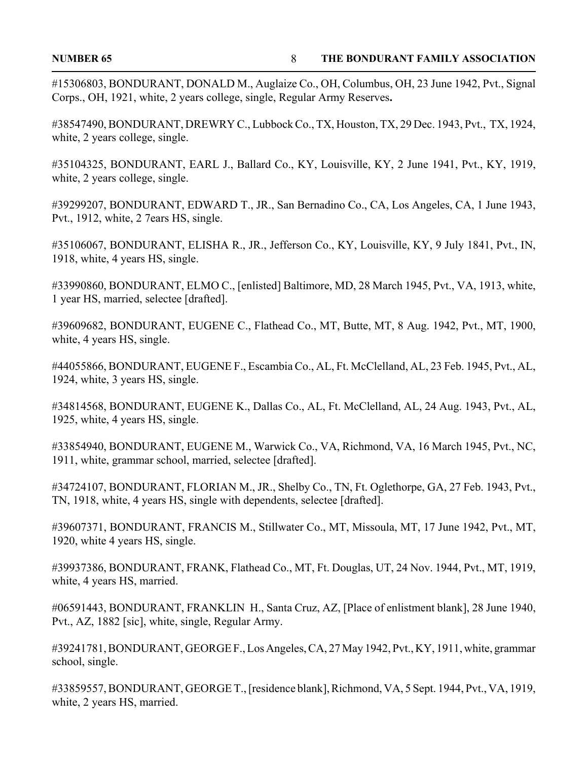#15306803, BONDURANT, DONALD M., Auglaize Co., OH, Columbus, OH, 23 June 1942, Pvt., Signal Corps., OH, 1921, white, 2 years college, single, Regular Army Reserves**.**

#38547490, BONDURANT, DREWRY C., Lubbock Co., TX, Houston, TX, 29 Dec. 1943, Pvt., TX, 1924, white, 2 years college, single.

#35104325, BONDURANT, EARL J., Ballard Co., KY, Louisville, KY, 2 June 1941, Pvt., KY, 1919, white, 2 years college, single.

#39299207, BONDURANT, EDWARD T., JR., San Bernadino Co., CA, Los Angeles, CA, 1 June 1943, Pvt., 1912, white, 2 7ears HS, single.

#35106067, BONDURANT, ELISHA R., JR., Jefferson Co., KY, Louisville, KY, 9 July 1841, Pvt., IN, 1918, white, 4 years HS, single.

#33990860, BONDURANT, ELMO C., [enlisted] Baltimore, MD, 28 March 1945, Pvt., VA, 1913, white, 1 year HS, married, selectee [drafted].

#39609682, BONDURANT, EUGENE C., Flathead Co., MT, Butte, MT, 8 Aug. 1942, Pvt., MT, 1900, white, 4 years HS, single.

#44055866, BONDURANT, EUGENE F., Escambia Co., AL, Ft. McClelland, AL, 23 Feb. 1945, Pvt., AL, 1924, white, 3 years HS, single.

#34814568, BONDURANT, EUGENE K., Dallas Co., AL, Ft. McClelland, AL, 24 Aug. 1943, Pvt., AL, 1925, white, 4 years HS, single.

#33854940, BONDURANT, EUGENE M., Warwick Co., VA, Richmond, VA, 16 March 1945, Pvt., NC, 1911, white, grammar school, married, selectee [drafted].

#34724107, BONDURANT, FLORIAN M., JR., Shelby Co., TN, Ft. Oglethorpe, GA, 27 Feb. 1943, Pvt., TN, 1918, white, 4 years HS, single with dependents, selectee [drafted].

#39607371, BONDURANT, FRANCIS M., Stillwater Co., MT, Missoula, MT, 17 June 1942, Pvt., MT, 1920, white 4 years HS, single.

#39937386, BONDURANT, FRANK, Flathead Co., MT, Ft. Douglas, UT, 24 Nov. 1944, Pvt., MT, 1919, white, 4 years HS, married.

#06591443, BONDURANT, FRANKLIN H., Santa Cruz, AZ, [Place of enlistment blank], 28 June 1940, Pvt., AZ, 1882 [sic], white, single, Regular Army.

#39241781, BONDURANT, GEORGE F., Los Angeles, CA, 27 May 1942, Pvt., KY, 1911, white, grammar school, single.

#33859557, BONDURANT, GEORGE T., [residence blank], Richmond, VA, 5 Sept. 1944, Pvt., VA, 1919, white, 2 years HS, married.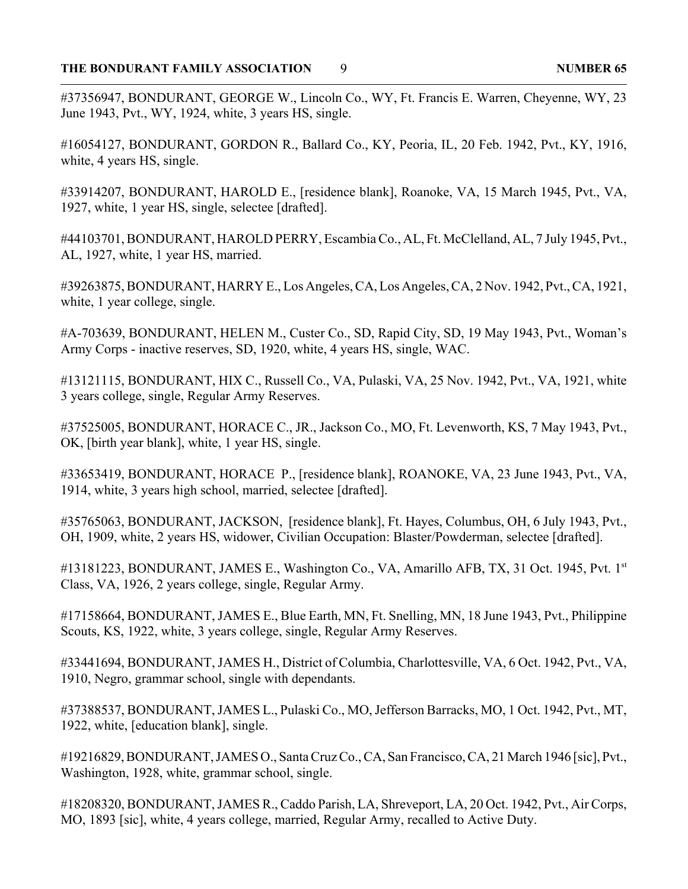#37356947, BONDURANT, GEORGE W., Lincoln Co., WY, Ft. Francis E. Warren, Cheyenne, WY, 23 June 1943, Pvt., WY, 1924, white, 3 years HS, single.

#16054127, BONDURANT, GORDON R., Ballard Co., KY, Peoria, IL, 20 Feb. 1942, Pvt., KY, 1916, white, 4 years HS, single.

#33914207, BONDURANT, HAROLD E., [residence blank], Roanoke, VA, 15 March 1945, Pvt., VA, 1927, white, 1 year HS, single, selectee [drafted].

#44103701, BONDURANT, HAROLD PERRY, Escambia Co., AL, Ft. McClelland, AL, 7 July 1945, Pvt., AL, 1927, white, 1 year HS, married.

#39263875, BONDURANT, HARRY E., Los Angeles, CA, Los Angeles, CA, 2 Nov. 1942, Pvt., CA, 1921, white, 1 year college, single.

#A-703639, BONDURANT, HELEN M., Custer Co., SD, Rapid City, SD, 19 May 1943, Pvt., Woman's Army Corps - inactive reserves, SD, 1920, white, 4 years HS, single, WAC.

#13121115, BONDURANT, HIX C., Russell Co., VA, Pulaski, VA, 25 Nov. 1942, Pvt., VA, 1921, white 3 years college, single, Regular Army Reserves.

#37525005, BONDURANT, HORACE C., JR., Jackson Co., MO, Ft. Levenworth, KS, 7 May 1943, Pvt., OK, [birth year blank], white, 1 year HS, single.

#33653419, BONDURANT, HORACE P., [residence blank], ROANOKE, VA, 23 June 1943, Pvt., VA, 1914, white, 3 years high school, married, selectee [drafted].

#35765063, BONDURANT, JACKSON, [residence blank], Ft. Hayes, Columbus, OH, 6 July 1943, Pvt., OH, 1909, white, 2 years HS, widower, Civilian Occupation: Blaster/Powderman, selectee [drafted].

#13181223, BONDURANT, JAMES E., Washington Co., VA, Amarillo AFB, TX, 31 Oct. 1945, Pvt. 1st Class, VA, 1926, 2 years college, single, Regular Army.

#17158664, BONDURANT, JAMES E., Blue Earth, MN, Ft. Snelling, MN, 18 June 1943, Pvt., Philippine Scouts, KS, 1922, white, 3 years college, single, Regular Army Reserves.

#33441694, BONDURANT, JAMES H., District of Columbia, Charlottesville, VA, 6 Oct. 1942, Pvt., VA, 1910, Negro, grammar school, single with dependants.

#37388537, BONDURANT, JAMES L., Pulaski Co., MO, Jefferson Barracks, MO, 1 Oct. 1942, Pvt., MT, 1922, white, [education blank], single.

#19216829, BONDURANT, JAMES O., Santa Cruz Co., CA, San Francisco, CA, 21 March 1946 [sic], Pvt., Washington, 1928, white, grammar school, single.

#18208320, BONDURANT, JAMES R., Caddo Parish, LA, Shreveport, LA, 20 Oct. 1942, Pvt., Air Corps, MO, 1893 [sic], white, 4 years college, married, Regular Army, recalled to Active Duty.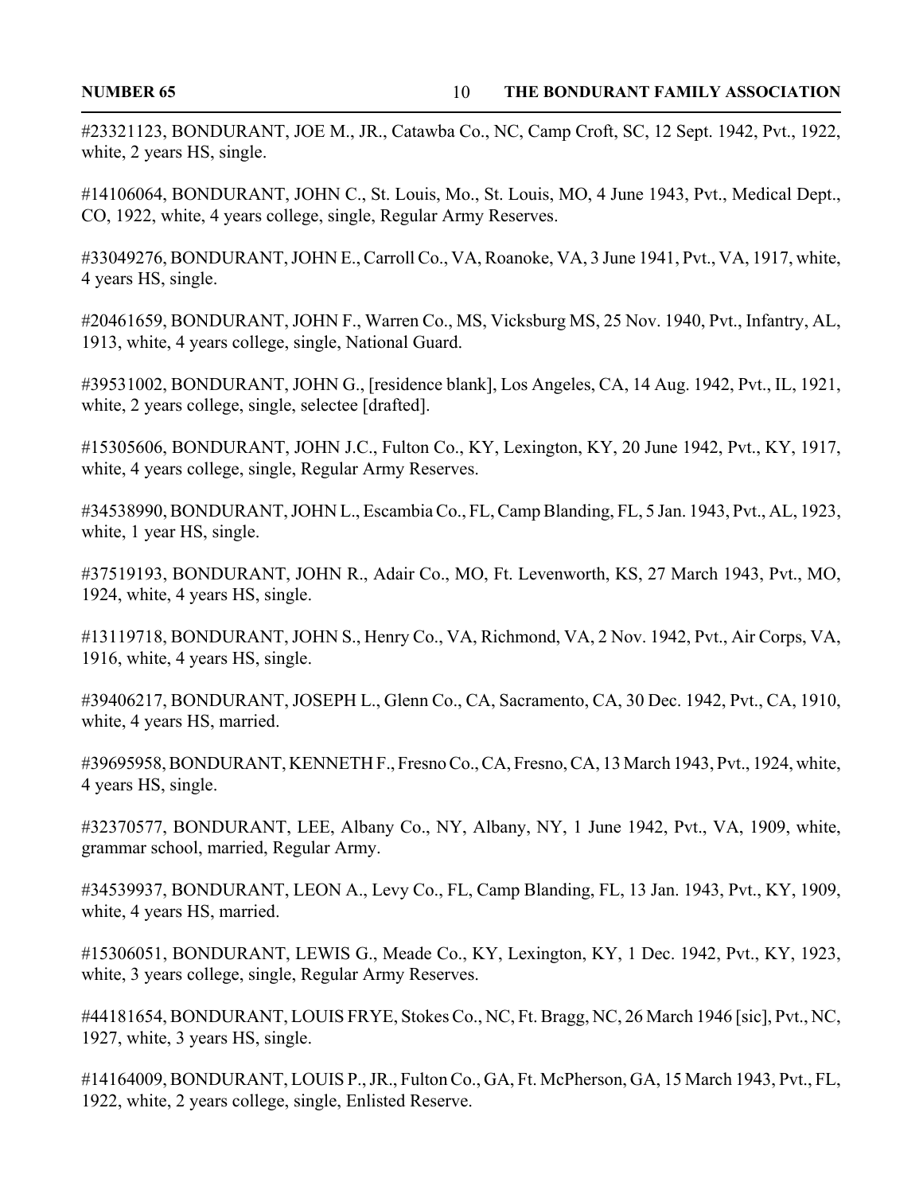#23321123, BONDURANT, JOE M., JR., Catawba Co., NC, Camp Croft, SC, 12 Sept. 1942, Pvt., 1922, white, 2 years HS, single.

#14106064, BONDURANT, JOHN C., St. Louis, Mo., St. Louis, MO, 4 June 1943, Pvt., Medical Dept., CO, 1922, white, 4 years college, single, Regular Army Reserves.

#33049276, BONDURANT, JOHN E., Carroll Co., VA, Roanoke, VA, 3 June 1941, Pvt., VA, 1917, white, 4 years HS, single.

#20461659, BONDURANT, JOHN F., Warren Co., MS, Vicksburg MS, 25 Nov. 1940, Pvt., Infantry, AL, 1913, white, 4 years college, single, National Guard.

#39531002, BONDURANT, JOHN G., [residence blank], Los Angeles, CA, 14 Aug. 1942, Pvt., IL, 1921, white, 2 years college, single, selectee [drafted].

#15305606, BONDURANT, JOHN J.C., Fulton Co., KY, Lexington, KY, 20 June 1942, Pvt., KY, 1917, white, 4 years college, single, Regular Army Reserves.

#34538990, BONDURANT, JOHN L., Escambia Co., FL, Camp Blanding, FL, 5 Jan. 1943, Pvt., AL, 1923, white, 1 year HS, single.

#37519193, BONDURANT, JOHN R., Adair Co., MO, Ft. Levenworth, KS, 27 March 1943, Pvt., MO, 1924, white, 4 years HS, single.

#13119718, BONDURANT, JOHN S., Henry Co., VA, Richmond, VA, 2 Nov. 1942, Pvt., Air Corps, VA, 1916, white, 4 years HS, single.

#39406217, BONDURANT, JOSEPH L., Glenn Co., CA, Sacramento, CA, 30 Dec. 1942, Pvt., CA, 1910, white, 4 years HS, married.

#39695958, BONDURANT, KENNETH F., Fresno Co., CA, Fresno, CA, 13 March 1943, Pvt., 1924, white, 4 years HS, single.

#32370577, BONDURANT, LEE, Albany Co., NY, Albany, NY, 1 June 1942, Pvt., VA, 1909, white, grammar school, married, Regular Army.

#34539937, BONDURANT, LEON A., Levy Co., FL, Camp Blanding, FL, 13 Jan. 1943, Pvt., KY, 1909, white, 4 years HS, married.

#15306051, BONDURANT, LEWIS G., Meade Co., KY, Lexington, KY, 1 Dec. 1942, Pvt., KY, 1923, white, 3 years college, single, Regular Army Reserves.

#44181654, BONDURANT, LOUIS FRYE, Stokes Co., NC, Ft. Bragg, NC, 26 March 1946 [sic], Pvt., NC, 1927, white, 3 years HS, single.

#14164009, BONDURANT, LOUIS P., JR., Fulton Co., GA, Ft. McPherson, GA, 15 March 1943, Pvt., FL, 1922, white, 2 years college, single, Enlisted Reserve.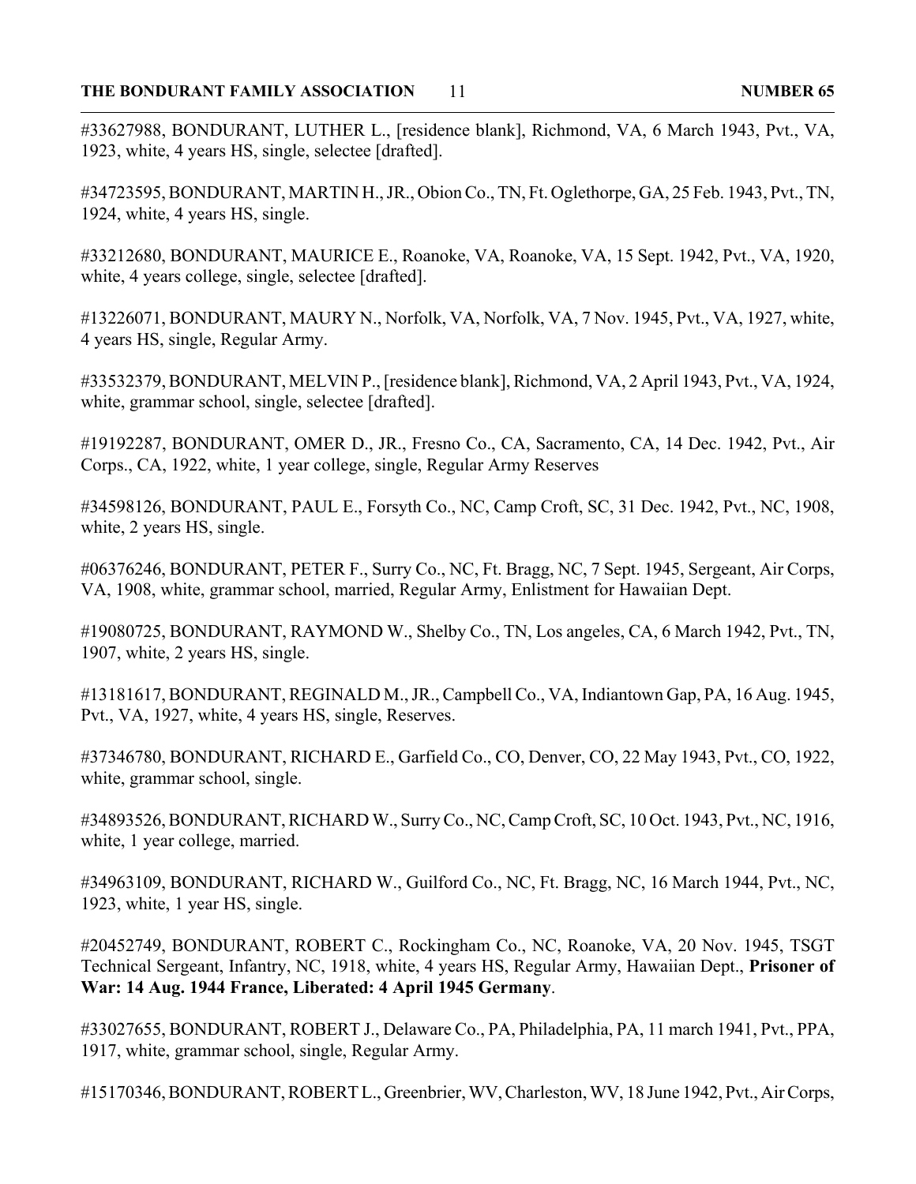#33627988, BONDURANT, LUTHER L., [residence blank], Richmond, VA, 6 March 1943, Pvt., VA, 1923, white, 4 years HS, single, selectee [drafted].

#34723595, BONDURANT, MARTIN H., JR., Obion Co., TN, Ft. Oglethorpe, GA, 25 Feb. 1943, Pvt., TN, 1924, white, 4 years HS, single.

#33212680, BONDURANT, MAURICE E., Roanoke, VA, Roanoke, VA, 15 Sept. 1942, Pvt., VA, 1920, white, 4 years college, single, selectee [drafted].

#13226071, BONDURANT, MAURY N., Norfolk, VA, Norfolk, VA, 7 Nov. 1945, Pvt., VA, 1927, white, 4 years HS, single, Regular Army.

#33532379, BONDURANT, MELVIN P., [residence blank], Richmond, VA, 2 April 1943, Pvt., VA, 1924, white, grammar school, single, selectee [drafted].

#19192287, BONDURANT, OMER D., JR., Fresno Co., CA, Sacramento, CA, 14 Dec. 1942, Pvt., Air Corps., CA, 1922, white, 1 year college, single, Regular Army Reserves

#34598126, BONDURANT, PAUL E., Forsyth Co., NC, Camp Croft, SC, 31 Dec. 1942, Pvt., NC, 1908, white, 2 years HS, single.

#06376246, BONDURANT, PETER F., Surry Co., NC, Ft. Bragg, NC, 7 Sept. 1945, Sergeant, Air Corps, VA, 1908, white, grammar school, married, Regular Army, Enlistment for Hawaiian Dept.

#19080725, BONDURANT, RAYMOND W., Shelby Co., TN, Los angeles, CA, 6 March 1942, Pvt., TN, 1907, white, 2 years HS, single.

#13181617, BONDURANT, REGINALD M., JR., Campbell Co., VA, Indiantown Gap, PA, 16 Aug. 1945, Pvt., VA, 1927, white, 4 years HS, single, Reserves.

#37346780, BONDURANT, RICHARD E., Garfield Co., CO, Denver, CO, 22 May 1943, Pvt., CO, 1922, white, grammar school, single.

#34893526, BONDURANT, RICHARD W., Surry Co., NC, Camp Croft, SC, 10 Oct. 1943, Pvt., NC, 1916, white, 1 year college, married.

#34963109, BONDURANT, RICHARD W., Guilford Co., NC, Ft. Bragg, NC, 16 March 1944, Pvt., NC, 1923, white, 1 year HS, single.

#20452749, BONDURANT, ROBERT C., Rockingham Co., NC, Roanoke, VA, 20 Nov. 1945, TSGT Technical Sergeant, Infantry, NC, 1918, white, 4 years HS, Regular Army, Hawaiian Dept., **Prisoner of War: 14 Aug. 1944 France, Liberated: 4 April 1945 Germany**.

#33027655, BONDURANT, ROBERT J., Delaware Co., PA, Philadelphia, PA, 11 march 1941, Pvt., PPA, 1917, white, grammar school, single, Regular Army.

#15170346, BONDURANT, ROBERT L., Greenbrier, WV, Charleston, WV, 18 June 1942, Pvt., Air Corps,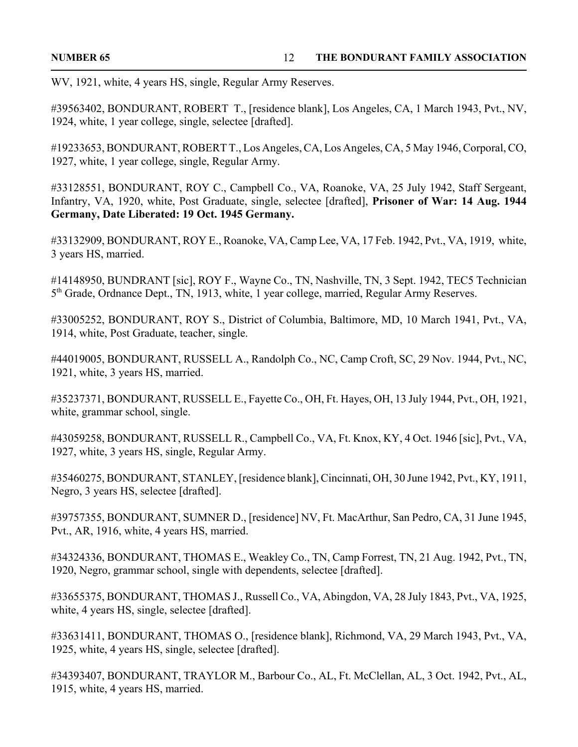WV, 1921, white, 4 years HS, single, Regular Army Reserves.

#39563402, BONDURANT, ROBERT T., [residence blank], Los Angeles, CA, 1 March 1943, Pvt., NV, 1924, white, 1 year college, single, selectee [drafted].

#19233653, BONDURANT, ROBERT T., Los Angeles, CA, Los Angeles, CA, 5 May 1946, Corporal, CO, 1927, white, 1 year college, single, Regular Army.

#33128551, BONDURANT, ROY C., Campbell Co., VA, Roanoke, VA, 25 July 1942, Staff Sergeant, Infantry, VA, 1920, white, Post Graduate, single, selectee [drafted], **Prisoner of War: 14 Aug. 1944 Germany, Date Liberated: 19 Oct. 1945 Germany.**

#33132909, BONDURANT, ROY E., Roanoke, VA, Camp Lee, VA, 17 Feb. 1942, Pvt., VA, 1919, white, 3 years HS, married.

#14148950, BUNDRANT [sic], ROY F., Wayne Co., TN, Nashville, TN, 3 Sept. 1942, TEC5 Technician 5th Grade, Ordnance Dept., TN, 1913, white, 1 year college, married, Regular Army Reserves.

#33005252, BONDURANT, ROY S., District of Columbia, Baltimore, MD, 10 March 1941, Pvt., VA, 1914, white, Post Graduate, teacher, single.

#44019005, BONDURANT, RUSSELL A., Randolph Co., NC, Camp Croft, SC, 29 Nov. 1944, Pvt., NC, 1921, white, 3 years HS, married.

#35237371, BONDURANT, RUSSELL E., Fayette Co., OH, Ft. Hayes, OH, 13 July 1944, Pvt., OH, 1921, white, grammar school, single.

#43059258, BONDURANT, RUSSELL R., Campbell Co., VA, Ft. Knox, KY, 4 Oct. 1946 [sic], Pvt., VA, 1927, white, 3 years HS, single, Regular Army.

#35460275, BONDURANT, STANLEY, [residence blank], Cincinnati, OH, 30 June 1942, Pvt., KY, 1911, Negro, 3 years HS, selectee [drafted].

#39757355, BONDURANT, SUMNER D., [residence] NV, Ft. MacArthur, San Pedro, CA, 31 June 1945, Pvt., AR, 1916, white, 4 years HS, married.

#34324336, BONDURANT, THOMAS E., Weakley Co., TN, Camp Forrest, TN, 21 Aug. 1942, Pvt., TN, 1920, Negro, grammar school, single with dependents, selectee [drafted].

#33655375, BONDURANT, THOMAS J., Russell Co., VA, Abingdon, VA, 28 July 1843, Pvt., VA, 1925, white, 4 years HS, single, selectee [drafted].

#33631411, BONDURANT, THOMAS O., [residence blank], Richmond, VA, 29 March 1943, Pvt., VA, 1925, white, 4 years HS, single, selectee [drafted].

#34393407, BONDURANT, TRAYLOR M., Barbour Co., AL, Ft. McClellan, AL, 3 Oct. 1942, Pvt., AL, 1915, white, 4 years HS, married.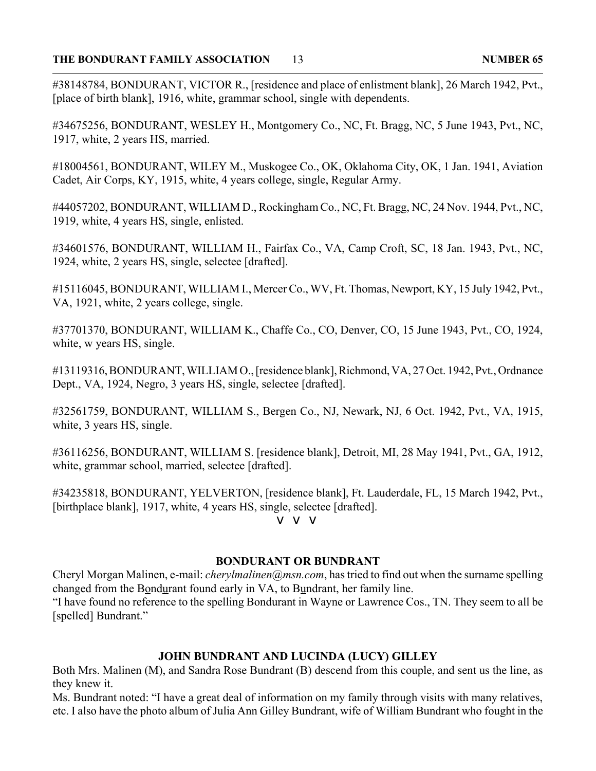#38148784, BONDURANT, VICTOR R., [residence and place of enlistment blank], 26 March 1942, Pvt., [place of birth blank], 1916, white, grammar school, single with dependents.

#34675256, BONDURANT, WESLEY H., Montgomery Co., NC, Ft. Bragg, NC, 5 June 1943, Pvt., NC, 1917, white, 2 years HS, married.

#18004561, BONDURANT, WILEY M., Muskogee Co., OK, Oklahoma City, OK, 1 Jan. 1941, Aviation Cadet, Air Corps, KY, 1915, white, 4 years college, single, Regular Army.

#44057202, BONDURANT, WILLIAM D., Rockingham Co., NC, Ft. Bragg, NC, 24 Nov. 1944, Pvt., NC, 1919, white, 4 years HS, single, enlisted.

#34601576, BONDURANT, WILLIAM H., Fairfax Co., VA, Camp Croft, SC, 18 Jan. 1943, Pvt., NC, 1924, white, 2 years HS, single, selectee [drafted].

#15116045, BONDURANT, WILLIAM I., Mercer Co., WV, Ft. Thomas, Newport, KY, 15 July 1942, Pvt., VA, 1921, white, 2 years college, single.

#37701370, BONDURANT, WILLIAM K., Chaffe Co., CO, Denver, CO, 15 June 1943, Pvt., CO, 1924, white, w years HS, single.

#13119316, BONDURANT, WILLIAM O., [residence blank], Richmond, VA, 27 Oct. 1942, Pvt., Ordnance Dept., VA, 1924, Negro, 3 years HS, single, selectee [drafted].

#32561759, BONDURANT, WILLIAM S., Bergen Co., NJ, Newark, NJ, 6 Oct. 1942, Pvt., VA, 1915, white, 3 years HS, single.

#36116256, BONDURANT, WILLIAM S. [residence blank], Detroit, MI, 28 May 1941, Pvt., GA, 1912, white, grammar school, married, selectee [drafted].

#34235818, BONDURANT, YELVERTON, [residence blank], Ft. Lauderdale, FL, 15 March 1942, Pvt., [birthplace blank], 1917, white, 4 years HS, single, selectee [drafted].

V V V

### BONDURANT OR BUNDRANT

Cheryl Morgan Malinen, e-mail: *cherylmalinen@msn.com*, has tried to find out when the surname spelling changed from the B<u>o</u>nd<u>u</u>rant found early in VA, to B<u>u</u>ndrant, her family line.

"I have found no reference to the spelling Bondurant in Wayne or Lawrence Cos., TN. They seem to all be [spelled] Bundrant."

### JOHN BUNDRANT AND LUCINDA (LUCY) GILLEY

Both Mrs. Malinen (M), and Sandra Rose Bundrant (B) descend from this couple, and sent us the line, as they knew it.

Ms. Bundrant noted: "I have a great deal of information on my family through visits with many relatives, etc. I also have the photo album of Julia Ann Gilley Bundrant, wife of William Bundrant who fought in the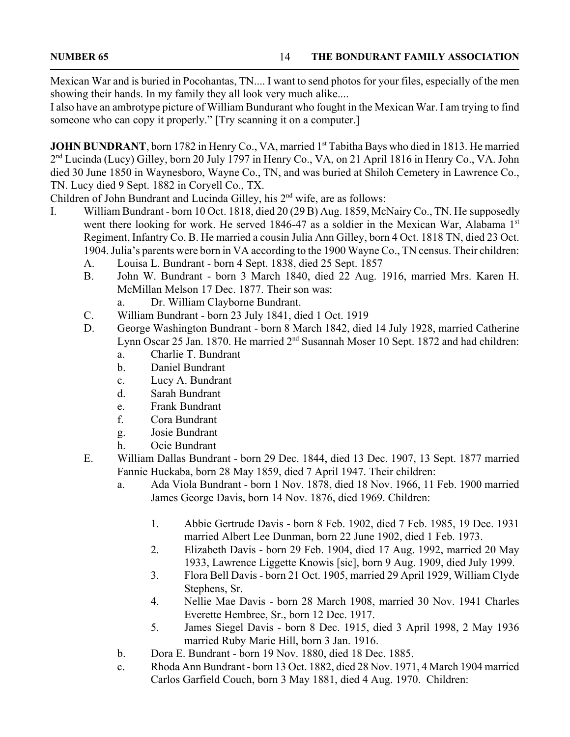Mexican War and is buried in Pocohantas, TN.... I want to send photos for your files, especially of the men showing their hands. In my family they all look very much alike....

I also have an ambrotype picture of William Bundurant who fought in the Mexican War. I am trying to find someone who can copy it properly." [Try scanning it on a computer.]

**JOHN BUNDRANT**, born 1782 in Henry Co., VA, married 1st Tabitha Bays who died in 1813. He married 2nd Lucinda (Lucy) Gilley, born 20 July 1797 in Henry Co., VA, on 21 April 1816 in Henry Co., VA. John died 30 June 1850 in Waynesboro, Wayne Co., TN, and was buried at Shiloh Cemetery in Lawrence Co., TN. Lucy died 9 Sept. 1882 in Coryell Co., TX.

Children of John Bundrant and Lucinda Gilley, his 2nd wife, are as follows:

I. William Bundrant - born 10 Oct. 1818, died 20 (29 B) Aug. 1859, McNairy Co., TN. He supposedly went there looking for work. He served 1846-47 as a soldier in the Mexican War, Alabama 1st Regiment, Infantry Co. B. He married a cousin Julia Ann Gilley, born 4 Oct. 1818 TN, died 23 Oct. 1904. Julia's parents were born in VA according to the 1900 Wayne Co., TN census. Their children:
   - A. Louisa L. Bundrant - born 4 Sept. 1838, died 25 Sept. 1857
   - B. John W. Bundrant - born 3 March 1840, died 22 Aug. 1916, married Mrs. Karen H. McMillan Melson 17 Dec. 1877. Their son was:
      - a. Dr. William Clayborne Bundrant.
   - C. William Bundrant - born 23 July 1841, died 1 Oct. 1919
   - D. George Washington Bundrant - born 8 March 1842, died 14 July 1928, married Catherine Lynn Oscar 25 Jan. 1870. He married 2nd Susannah Moser 10 Sept. 1872 and had children:
      - a. Charlie T. Bundrant
      - b. Daniel Bundrant
      - c. Lucy A. Bundrant
      - d. Sarah Bundrant
      - e. Frank Bundrant
      - f. Cora Bundrant
      - g. Josie Bundrant
      - h. Ocie Bundrant
   - E. William Dallas Bundrant - born 29 Dec. 1844, died 13 Dec. 1907, 13 Sept. 1877 married Fannie Huckaba, born 28 May 1859, died 7 April 1947. Their children:
      - a. Ada Viola Bundrant - born 1 Nov. 1878, died 18 Nov. 1966, 11 Feb. 1900 married James George Davis, born 14 Nov. 1876, died 1969. Children:
         1. Abbie Gertrude Davis - born 8 Feb. 1902, died 7 Feb. 1985, 19 Dec. 1931 married Albert Lee Dunman, born 22 June 1902, died 1 Feb. 1973.
         2. Elizabeth Davis - born 29 Feb. 1904, died 17 Aug. 1992, married 20 May 1933, Lawrence Liggette Knowis [sic], born 9 Aug. 1909, died July 1999.
         3. Flora Bell Davis - born 21 Oct. 1905, married 29 April 1929, William Clyde Stephens, Sr.
         4. Nellie Mae Davis - born 28 March 1908, married 30 Nov. 1941 Charles Everette Hembree, Sr., born 12 Dec. 1917.
         5. James Siegel Davis - born 8 Dec. 1915, died 3 April 1998, 2 May 1936 married Ruby Marie Hill, born 3 Jan. 1916.
      - b. Dora E. Bundrant - born 19 Nov. 1880, died 18 Dec. 1885.
      - c. Rhoda Ann Bundrant - born 13 Oct. 1882, died 28 Nov. 1971, 4 March 1904 married Carlos Garfield Couch, born 3 May 1881, died 4 Aug. 1970. Children: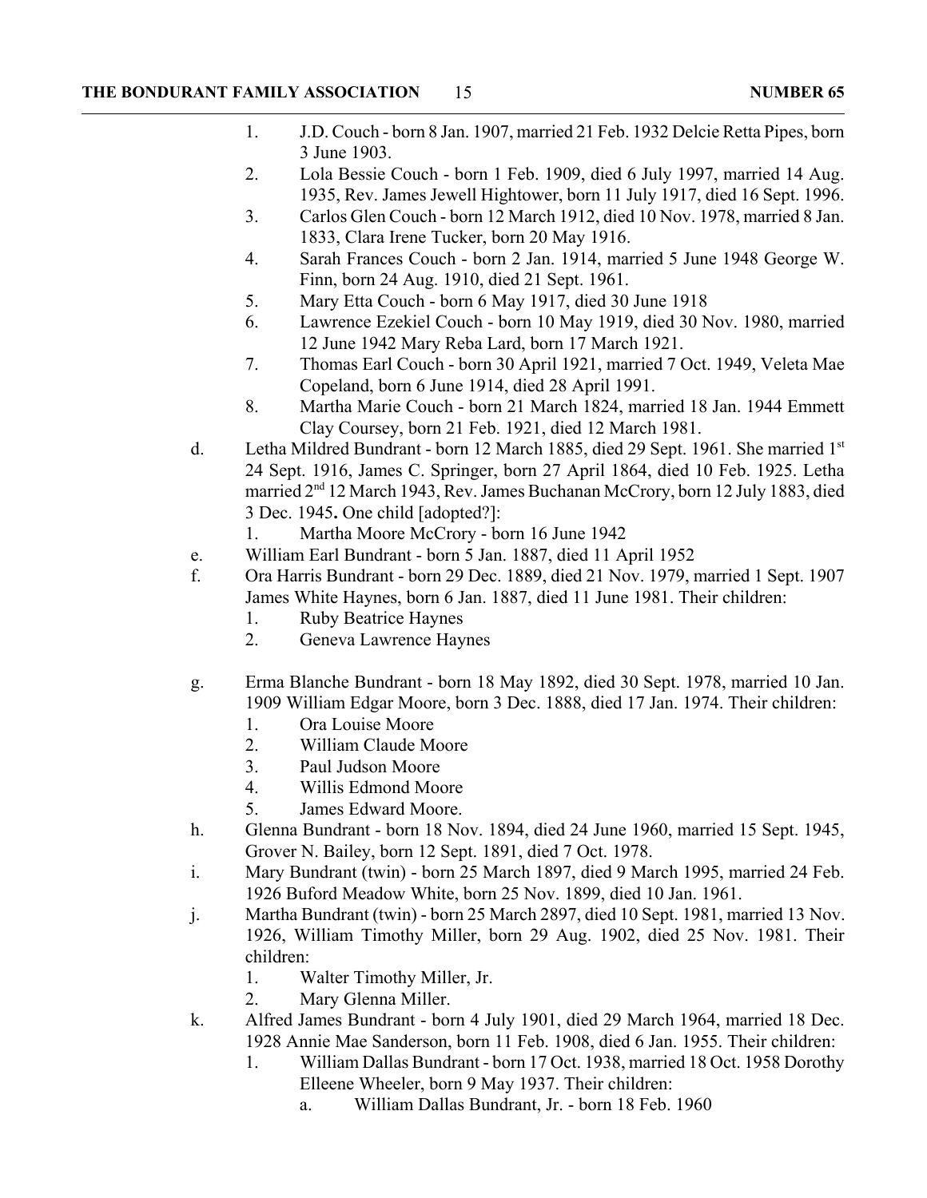1. J.D. Couch - born 8 Jan. 1907, married 21 Feb. 1932 Delcie Retta Pipes, born 3 June 1903.
2. Lola Bessie Couch - born 1 Feb. 1909, died 6 July 1997, married 14 Aug. 1935, Rev. James Jewell Hightower, born 11 July 1917, died 16 Sept. 1996.
3. Carlos Glen Couch - born 12 March 1912, died 10 Nov. 1978, married 8 Jan. 1833, Clara Irene Tucker, born 20 May 1916.
4. Sarah Frances Couch - born 2 Jan. 1914, married 5 June 1948 George W. Finn, born 24 Aug. 1910, died 21 Sept. 1961.
5. Mary Etta Couch - born 6 May 1917, died 30 June 1918
6. Lawrence Ezekiel Couch - born 10 May 1919, died 30 Nov. 1980, married 12 June 1942 Mary Reba Lard, born 17 March 1921.
7. Thomas Earl Couch - born 30 April 1921, married 7 Oct. 1949, Veleta Mae Copeland, born 6 June 1914, died 28 April 1991.
8. Martha Marie Couch - born 21 March 1824, married 18 Jan. 1944 Emmett Clay Coursey, born 21 Feb. 1921, died 12 March 1981.

d. Letha Mildred Bundrant - born 12 March 1885, died 29 Sept. 1961. She married 1st 24 Sept. 1916, James C. Springer, born 27 April 1864, died 10 Feb. 1925. Letha married 2nd 12 March 1943, Rev. James Buchanan McCrory, born 12 July 1883, died 3 Dec. 1945**.** One child [adopted?]:
   1. Martha Moore McCrory - born 16 June 1942

e. William Earl Bundrant - born 5 Jan. 1887, died 11 April 1952

f. Ora Harris Bundrant - born 29 Dec. 1889, died 21 Nov. 1979, married 1 Sept. 1907 James White Haynes, born 6 Jan. 1887, died 11 June 1981. Their children:
   1. Ruby Beatrice Haynes
   2. Geneva Lawrence Haynes

g. Erma Blanche Bundrant - born 18 May 1892, died 30 Sept. 1978, married 10 Jan. 1909 William Edgar Moore, born 3 Dec. 1888, died 17 Jan. 1974. Their children:
   1. Ora Louise Moore
   2. William Claude Moore
   3. Paul Judson Moore
   4. Willis Edmond Moore
   5. James Edward Moore.

h. Glenna Bundrant - born 18 Nov. 1894, died 24 June 1960, married 15 Sept. 1945, Grover N. Bailey, born 12 Sept. 1891, died 7 Oct. 1978.

i. Mary Bundrant (twin) - born 25 March 1897, died 9 March 1995, married 24 Feb. 1926 Buford Meadow White, born 25 Nov. 1899, died 10 Jan. 1961.

j. Martha Bundrant (twin) - born 25 March 2897, died 10 Sept. 1981, married 13 Nov. 1926, William Timothy Miller, born 29 Aug. 1902, died 25 Nov. 1981. Their children:
   1. Walter Timothy Miller, Jr.
   2. Mary Glenna Miller.

k. Alfred James Bundrant - born 4 July 1901, died 29 March 1964, married 18 Dec. 1928 Annie Mae Sanderson, born 11 Feb. 1908, died 6 Jan. 1955. Their children:
   1. William Dallas Bundrant - born 17 Oct. 1938, married 18 Oct. 1958 Dorothy Elleene Wheeler, born 9 May 1937. Their children:
      a. William Dallas Bundrant, Jr. - born 18 Feb. 1960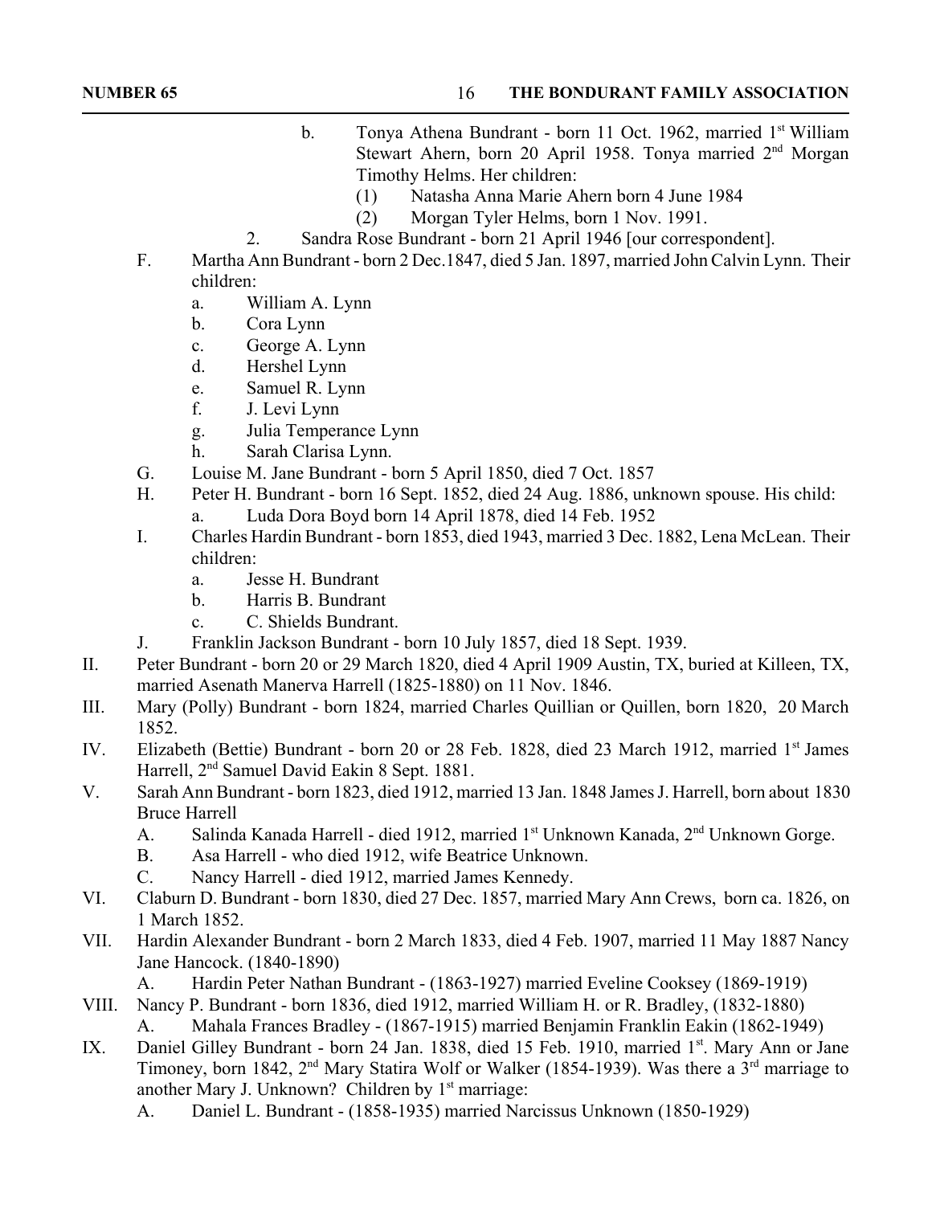b. Tonya Athena Bundrant - born 11 Oct. 1962, married 1st William Stewart Ahern, born 20 April 1958. Tonya married 2nd Morgan Timothy Helms. Her children:

(1) Natasha Anna Marie Ahern born 4 June 1984

(2) Morgan Tyler Helms, born 1 Nov. 1991.

2. Sandra Rose Bundrant - born 21 April 1946 [our correspondent].

F. Martha Ann Bundrant - born 2 Dec.1847, died 5 Jan. 1897, married John Calvin Lynn. Their children:

a. William A. Lynn

b. Cora Lynn

c. George A. Lynn

d. Hershel Lynn

e. Samuel R. Lynn

f. J. Levi Lynn

g. Julia Temperance Lynn

h. Sarah Clarisa Lynn.

G. Louise M. Jane Bundrant - born 5 April 1850, died 7 Oct. 1857

H. Peter H. Bundrant - born 16 Sept. 1852, died 24 Aug. 1886, unknown spouse. His child:

a. Luda Dora Boyd born 14 April 1878, died 14 Feb. 1952

I. Charles Hardin Bundrant - born 1853, died 1943, married 3 Dec. 1882, Lena McLean. Their children:

a. Jesse H. Bundrant

b. Harris B. Bundrant

c. C. Shields Bundrant.

J. Franklin Jackson Bundrant - born 10 July 1857, died 18 Sept. 1939.

II. Peter Bundrant - born 20 or 29 March 1820, died 4 April 1909 Austin, TX, buried at Killeen, TX, married Asenath Manerva Harrell (1825-1880) on 11 Nov. 1846.

III. Mary (Polly) Bundrant - born 1824, married Charles Quillian or Quillen, born 1820, 20 March 1852.

IV. Elizabeth (Bettie) Bundrant - born 20 or 28 Feb. 1828, died 23 March 1912, married 1st James Harrell, 2nd Samuel David Eakin 8 Sept. 1881.

V. Sarah Ann Bundrant - born 1823, died 1912, married 13 Jan. 1848 James J. Harrell, born about 1830 Bruce Harrell

A. Salinda Kanada Harrell - died 1912, married 1st Unknown Kanada, 2nd Unknown Gorge.

B. Asa Harrell - who died 1912, wife Beatrice Unknown.

C. Nancy Harrell - died 1912, married James Kennedy.

VI. Claburn D. Bundrant - born 1830, died 27 Dec. 1857, married Mary Ann Crews, born ca. 1826, on 1 March 1852.

VII. Hardin Alexander Bundrant - born 2 March 1833, died 4 Feb. 1907, married 11 May 1887 Nancy Jane Hancock. (1840-1890)

A. Hardin Peter Nathan Bundrant - (1863-1927) married Eveline Cooksey (1869-1919)

VIII. Nancy P. Bundrant - born 1836, died 1912, married William H. or R. Bradley, (1832-1880)

A. Mahala Frances Bradley - (1867-1915) married Benjamin Franklin Eakin (1862-1949)

IX. Daniel Gilley Bundrant - born 24 Jan. 1838, died 15 Feb. 1910, married 1st. Mary Ann or Jane Timoney, born 1842, 2nd Mary Statira Wolf or Walker (1854-1939). Was there a 3rd marriage to another Mary J. Unknown? Children by 1st marriage:

A. Daniel L. Bundrant - (1858-1935) married Narcissus Unknown (1850-1929)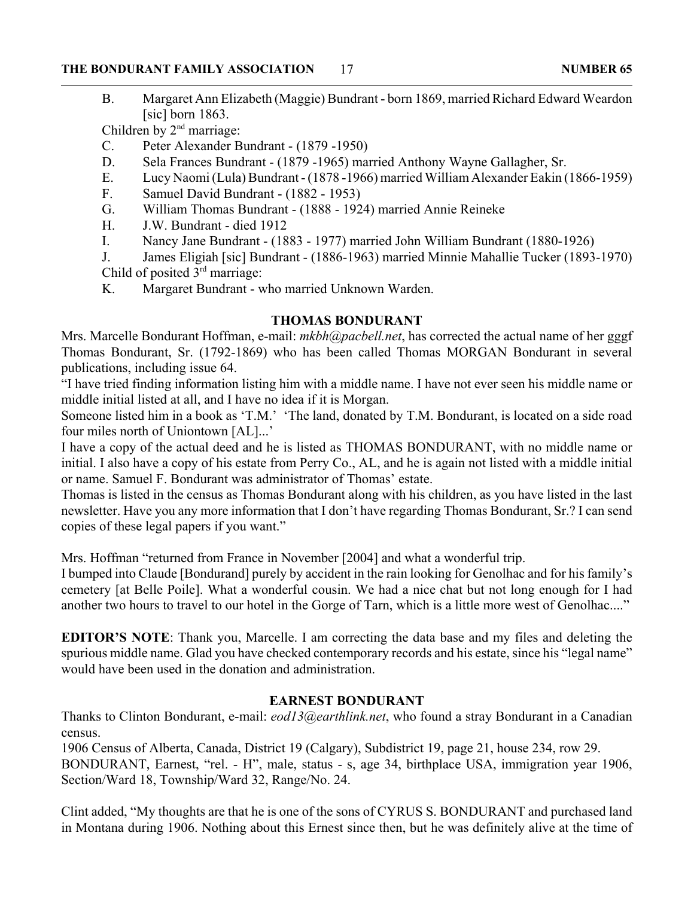B. Margaret Ann Elizabeth (Maggie) Bundrant - born 1869, married Richard Edward Weardon [sic] born 1863.

Children by 2nd marriage:

C. Peter Alexander Bundrant - (1879 -1950)

D. Sela Frances Bundrant - (1879 -1965) married Anthony Wayne Gallagher, Sr.

E. Lucy Naomi (Lula) Bundrant - (1878 -1966) married William Alexander Eakin (1866-1959)

F. Samuel David Bundrant - (1882 - 1953)

G. William Thomas Bundrant - (1888 - 1924) married Annie Reineke

H. J.W. Bundrant - died 1912

I. Nancy Jane Bundrant - (1883 - 1977) married John William Bundrant (1880-1926)

J. James Eligiah [sic] Bundrant - (1886-1963) married Minnie Mahallie Tucker (1893-1970)

Child of posited 3rd marriage:

K. Margaret Bundrant - who married Unknown Warden.

## THOMAS BONDURANT

Mrs. Marcelle Bondurant Hoffman, e-mail: *mkbh@pacbell.net*, has corrected the actual name of her gggf Thomas Bondurant, Sr. (1792-1869) who has been called Thomas MORGAN Bondurant in several publications, including issue 64.

"I have tried finding information listing him with a middle name. I have not ever seen his middle name or middle initial listed at all, and I have no idea if it is Morgan.

Someone listed him in a book as 'T.M.' 'The land, donated by T.M. Bondurant, is located on a side road four miles north of Uniontown [AL]...'

I have a copy of the actual deed and he is listed as THOMAS BONDURANT, with no middle name or initial. I also have a copy of his estate from Perry Co., AL, and he is again not listed with a middle initial or name. Samuel F. Bondurant was administrator of Thomas' estate.

Thomas is listed in the census as Thomas Bondurant along with his children, as you have listed in the last newsletter. Have you any more information that I don't have regarding Thomas Bondurant, Sr.? I can send copies of these legal papers if you want."

Mrs. Hoffman "returned from France in November [2004] and what a wonderful trip.

I bumped into Claude [Bondurand] purely by accident in the rain looking for Genolhac and for his family's cemetery [at Belle Poile]. What a wonderful cousin. We had a nice chat but not long enough for I had another two hours to travel to our hotel in the Gorge of Tarn, which is a little more west of Genolhac...."

**EDITOR'S NOTE**: Thank you, Marcelle. I am correcting the data base and my files and deleting the spurious middle name. Glad you have checked contemporary records and his estate, since his "legal name" would have been used in the donation and administration.

## EARNEST BONDURANT

Thanks to Clinton Bondurant, e-mail: *eod13@earthlink.net*, who found a stray Bondurant in a Canadian census.

1906 Census of Alberta, Canada, District 19 (Calgary), Subdistrict 19, page 21, house 234, row 29.

BONDURANT, Earnest, "rel. - H", male, status - s, age 34, birthplace USA, immigration year 1906, Section/Ward 18, Township/Ward 32, Range/No. 24.

Clint added, "My thoughts are that he is one of the sons of CYRUS S. BONDURANT and purchased land in Montana during 1906. Nothing about this Ernest since then, but he was definitely alive at the time of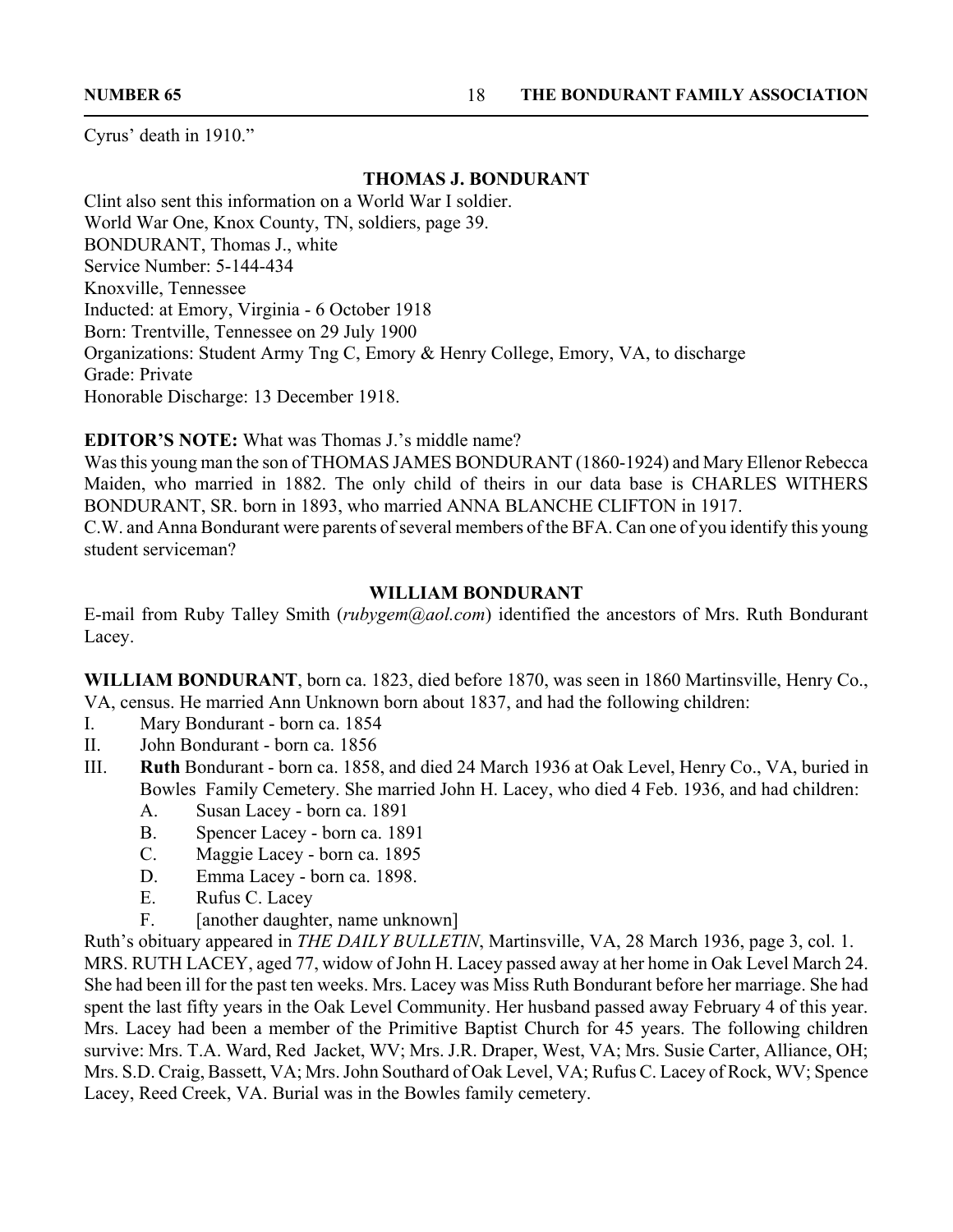Cyrus' death in 1910."

## THOMAS J. BONDURANT

Clint also sent this information on a World War I soldier.
World War One, Knox County, TN, soldiers, page 39.
BONDURANT, Thomas J., white
Service Number: 5-144-434
Knoxville, Tennessee
Inducted: at Emory, Virginia - 6 October 1918
Born: Trentville, Tennessee on 29 July 1900
Organizations: Student Army Tng C, Emory & Henry College, Emory, VA, to discharge
Grade: Private
Honorable Discharge: 13 December 1918.

**EDITOR'S NOTE:** What was Thomas J.'s middle name?
Was this young man the son of THOMAS JAMES BONDURANT (1860-1924) and Mary Ellenor Rebecca Maiden, who married in 1882. The only child of theirs in our data base is CHARLES WITHERS BONDURANT, SR. born in 1893, who married ANNA BLANCHE CLIFTON in 1917.
C.W. and Anna Bondurant were parents of several members of the BFA. Can one of you identify this young student serviceman?

## WILLIAM BONDURANT

E-mail from Ruby Talley Smith (*rubygem@aol.com*) identified the ancestors of Mrs. Ruth Bondurant Lacey.

**WILLIAM BONDURANT**, born ca. 1823, died before 1870, was seen in 1860 Martinsville, Henry Co., VA, census. He married Ann Unknown born about 1837, and had the following children:

I. Mary Bondurant - born ca. 1854
II. John Bondurant - born ca. 1856
III. **Ruth** Bondurant - born ca. 1858, and died 24 March 1936 at Oak Level, Henry Co., VA, buried in Bowles Family Cemetery. She married John H. Lacey, who died 4 Feb. 1936, and had children:
    A. Susan Lacey - born ca. 1891
    B. Spencer Lacey - born ca. 1891
    C. Maggie Lacey - born ca. 1895
    D. Emma Lacey - born ca. 1898.
    E. Rufus C. Lacey
    F. [another daughter, name unknown]

Ruth's obituary appeared in *THE DAILY BULLETIN*, Martinsville, VA, 28 March 1936, page 3, col. 1.
MRS. RUTH LACEY, aged 77, widow of John H. Lacey passed away at her home in Oak Level March 24. She had been ill for the past ten weeks. Mrs. Lacey was Miss Ruth Bondurant before her marriage. She had spent the last fifty years in the Oak Level Community. Her husband passed away February 4 of this year. Mrs. Lacey had been a member of the Primitive Baptist Church for 45 years. The following children survive: Mrs. T.A. Ward, Red Jacket, WV; Mrs. J.R. Draper, West, VA; Mrs. Susie Carter, Alliance, OH; Mrs. S.D. Craig, Bassett, VA; Mrs. John Southard of Oak Level, VA; Rufus C. Lacey of Rock, WV; Spence Lacey, Reed Creek, VA. Burial was in the Bowles family cemetery.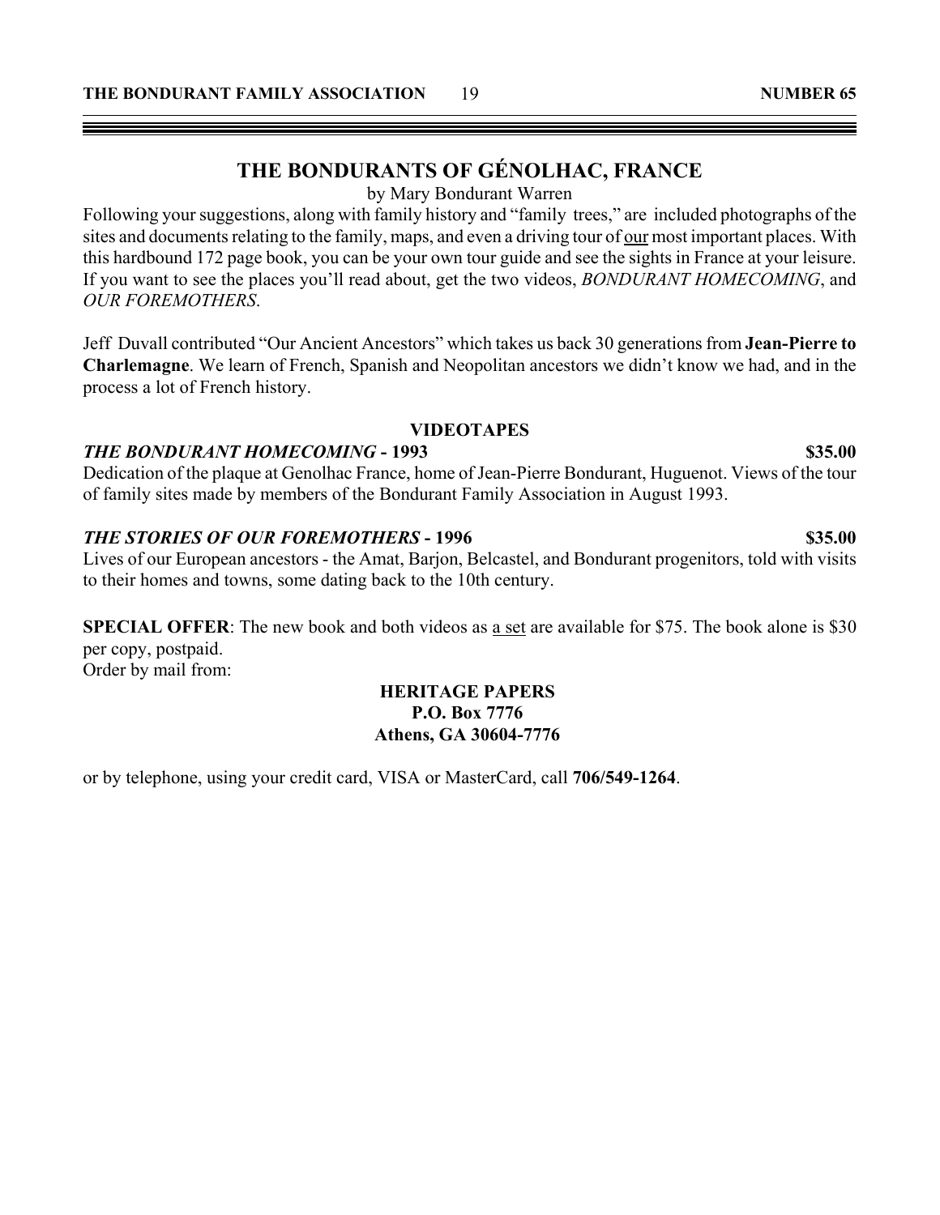# THE BONDURANTS OF GÉNOLHAC, FRANCE

by Mary Bondurant Warren

Following your suggestions, along with family history and "family trees," are included photographs of the sites and documents relating to the family, maps, and even a driving tour of our most important places. With this hardbound 172 page book, you can be your own tour guide and see the sights in France at your leisure. If you want to see the places you'll read about, get the two videos, *BONDURANT HOMECOMING*, and *OUR FOREMOTHERS*.

Jeff Duvall contributed "Our Ancient Ancestors" which takes us back 30 generations from **Jean-Pierre to Charlemagne**. We learn of French, Spanish and Neopolitan ancestors we didn't know we had, and in the process a lot of French history.

## VIDEOTAPES

***THE BONDURANT HOMECOMING* - 1993** **$35.00**

Dedication of the plaque at Genolhac France, home of Jean-Pierre Bondurant, Huguenot. Views of the tour of family sites made by members of the Bondurant Family Association in August 1993.

***THE STORIES OF OUR FOREMOTHERS* - 1996** **$35.00**

Lives of our European ancestors - the Amat, Barjon, Belcastel, and Bondurant progenitors, told with visits to their homes and towns, some dating back to the 10th century.

**SPECIAL OFFER**: The new book and both videos as a set are available for $75. The book alone is $30 per copy, postpaid.

Order by mail from:

**HERITAGE PAPERS**
**P.O. Box 7776**
**Athens, GA 30604-7776**

or by telephone, using your credit card, VISA or MasterCard, call **706/549-1264**.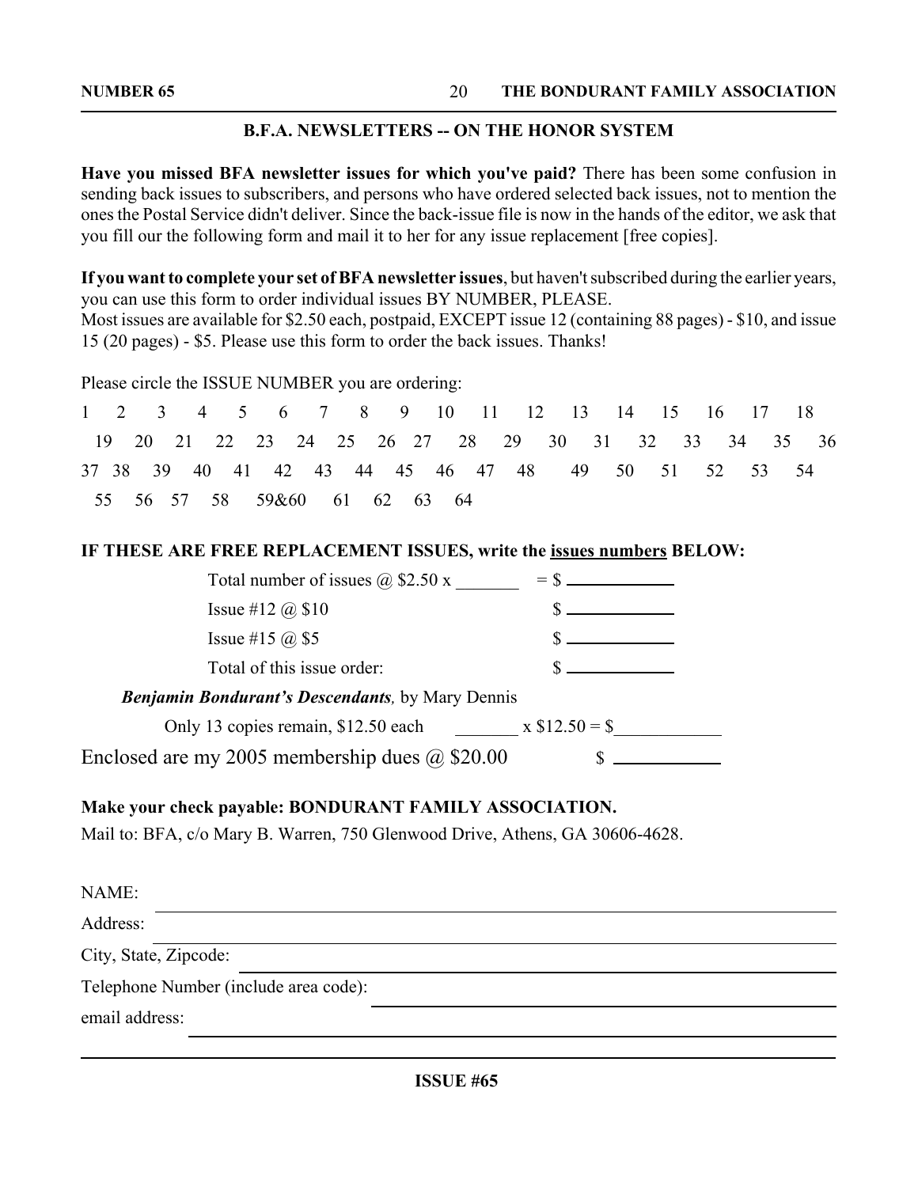## B.F.A. NEWSLETTERS -- ON THE HONOR SYSTEM

**Have you missed BFA newsletter issues for which you've paid?** There has been some confusion in sending back issues to subscribers, and persons who have ordered selected back issues, not to mention the ones the Postal Service didn't deliver. Since the back-issue file is now in the hands of the editor, we ask that you fill our the following form and mail it to her for any issue replacement [free copies].

**If you want to complete your set of BFA newsletter issues**, but haven't subscribed during the earlier years, you can use this form to order individual issues BY NUMBER, PLEASE.
Most issues are available for $2.50 each, postpaid, EXCEPT issue 12 (containing 88 pages) - $10, and issue 15 (20 pages) - $5. Please use this form to order the back issues. Thanks!

Please circle the ISSUE NUMBER you are ordering:

1 2 3 4 5 6 7 8 9 10 11 12 13 14 15 16 17 18
19 20 21 22 23 24 25 26 27 28 29 30 31 32 33 34 35 36
37 38 39 40 41 42 43 44 45 46 47 48 49 50 51 52 53 54
55 56 57 58 59&60 61 62 63 64

**IF THESE ARE FREE REPLACEMENT ISSUES, write the <u>issues numbers</u> BELOW:**

Total number of issues @ $2.50 x _______ = $ ____________

Issue #12 @ $10 $ ____________

Issue #15 @ $5 $ ____________

Total of this issue order: $ ____________

***Benjamin Bondurant's Descendants,*** by Mary Dennis

Only 13 copies remain, $12.50 each _______ x $12.50 = $____________

Enclosed are my 2005 membership dues @ $20.00 $ ____________

**Make your check payable: BONDURANT FAMILY ASSOCIATION.**
Mail to: BFA, c/o Mary B. Warren, 750 Glenwood Drive, Athens, GA 30606-4628.

NAME: ________________________________

Address: ________________________________

City, State, Zipcode: ________________________________

Telephone Number (include area code): ________________________________

email address: ________________________________

**ISSUE #65**